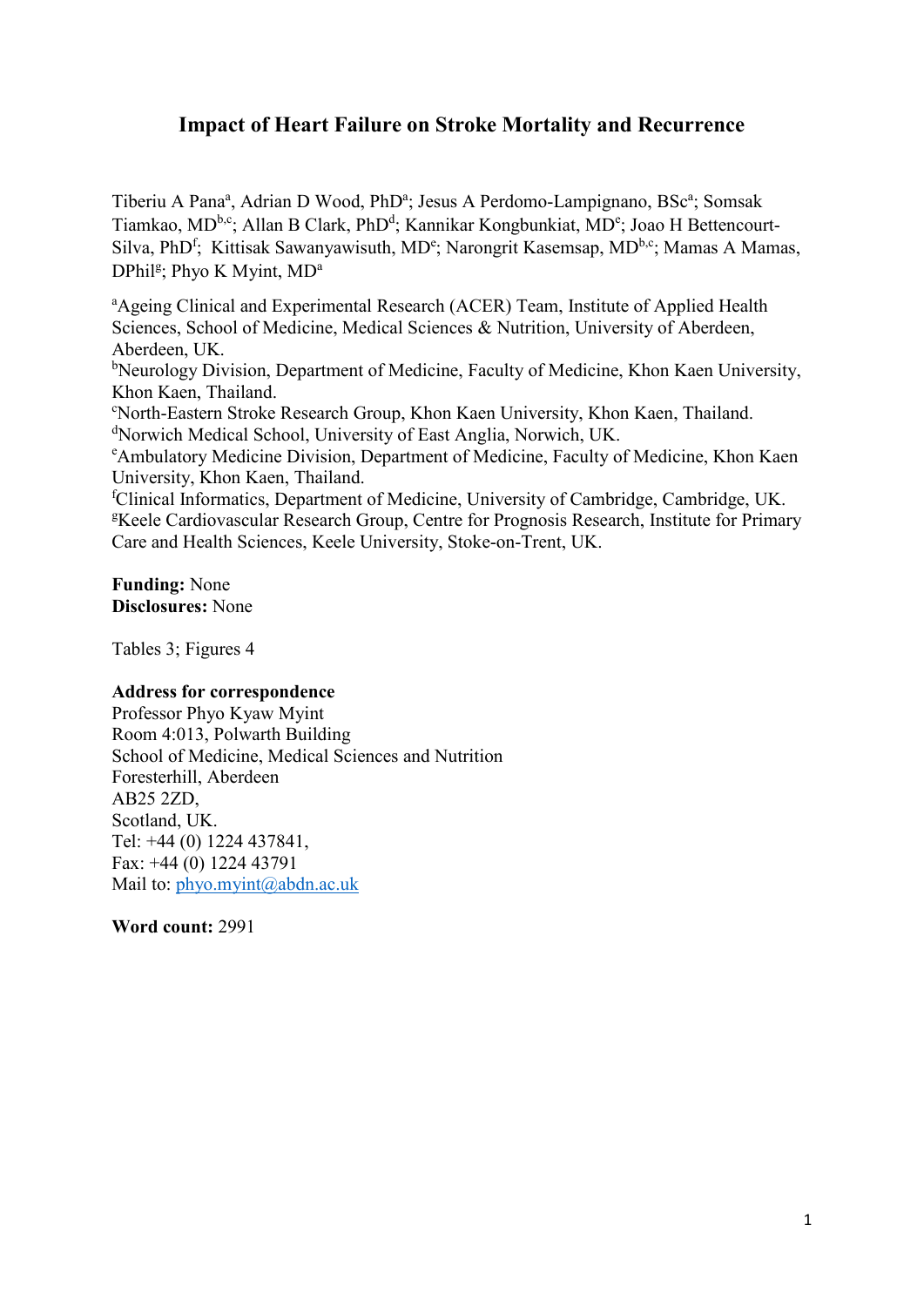# Impact of Heart Failure on Stroke Mortality and Recurrence

Tiberiu A Pana[a], Adrian D Wood, PhD[a]; Jesus A Perdomo-Lampignano, BSc[a]; Somsak Tiamkao, MD[b,c]; Allan B Clark, PhD[d]; Kannikar Kongbunkiat, MD[e]; Joao H Bettencourt-Silva, PhD[f]; Kittisak Sawanyawisuth, MD[e]; Narongrit Kasemsap, MD[b,c]; Mamas A Mamas, DPhil[g]; Phyo K Myint, MD[a]

[a]Ageing Clinical and Experimental Research (ACER) Team, Institute of Applied Health Sciences, School of Medicine, Medical Sciences & Nutrition, University of Aberdeen, Aberdeen, UK.
[b]Neurology Division, Department of Medicine, Faculty of Medicine, Khon Kaen University, Khon Kaen, Thailand.
[c]North-Eastern Stroke Research Group, Khon Kaen University, Khon Kaen, Thailand.
[d]Norwich Medical School, University of East Anglia, Norwich, UK.
[e]Ambulatory Medicine Division, Department of Medicine, Faculty of Medicine, Khon Kaen University, Khon Kaen, Thailand.
[f]Clinical Informatics, Department of Medicine, University of Cambridge, Cambridge, UK.
[g]Keele Cardiovascular Research Group, Centre for Prognosis Research, Institute for Primary Care and Health Sciences, Keele University, Stoke-on-Trent, UK.

**Funding:** None
**Disclosures:** None

Tables 3; Figures 4

**Address for correspondence**
Professor Phyo Kyaw Myint
Room 4:013, Polwarth Building
School of Medicine, Medical Sciences and Nutrition
Foresterhill, Aberdeen
AB25 2ZD,
Scotland, UK.
Tel: +44 (0) 1224 437841,
Fax: +44 (0) 1224 43791
Mail to: phyo.myint@abdn.ac.uk

**Word count:** 2991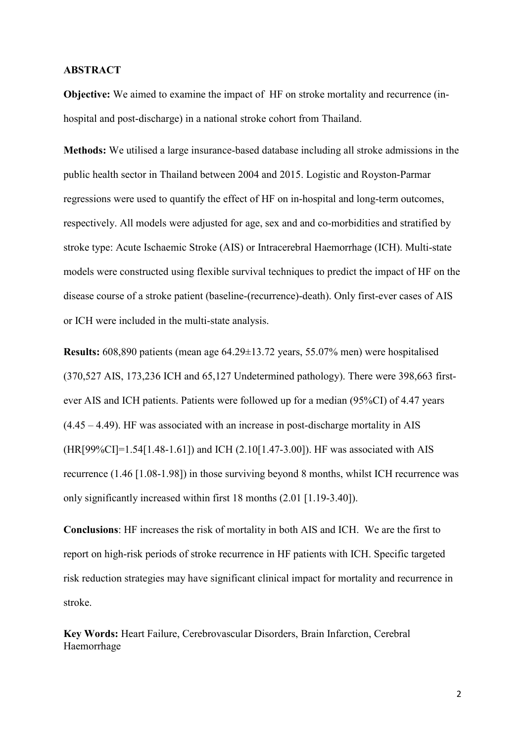## ABSTRACT

**Objective:** We aimed to examine the impact of HF on stroke mortality and recurrence (in-hospital and post-discharge) in a national stroke cohort from Thailand.

**Methods:** We utilised a large insurance-based database including all stroke admissions in the public health sector in Thailand between 2004 and 2015. Logistic and Royston-Parmar regressions were used to quantify the effect of HF on in-hospital and long-term outcomes, respectively. All models were adjusted for age, sex and and co-morbidities and stratified by stroke type: Acute Ischaemic Stroke (AIS) or Intracerebral Haemorrhage (ICH). Multi-state models were constructed using flexible survival techniques to predict the impact of HF on the disease course of a stroke patient (baseline-(recurrence)-death). Only first-ever cases of AIS or ICH were included in the multi-state analysis.

**Results:** 608,890 patients (mean age 64.29±13.72 years, 55.07% men) were hospitalised (370,527 AIS, 173,236 ICH and 65,127 Undetermined pathology). There were 398,663 first-ever AIS and ICH patients. Patients were followed up for a median (95%CI) of 4.47 years (4.45 – 4.49). HF was associated with an increase in post-discharge mortality in AIS (HR[99%CI]=1.54[1.48-1.61]) and ICH (2.10[1.47-3.00]). HF was associated with AIS recurrence (1.46 [1.08-1.98]) in those surviving beyond 8 months, whilst ICH recurrence was only significantly increased within first 18 months (2.01 [1.19-3.40]).

**Conclusions**: HF increases the risk of mortality in both AIS and ICH. We are the first to report on high-risk periods of stroke recurrence in HF patients with ICH. Specific targeted risk reduction strategies may have significant clinical impact for mortality and recurrence in stroke.

**Key Words:** Heart Failure, Cerebrovascular Disorders, Brain Infarction, Cerebral Haemorrhage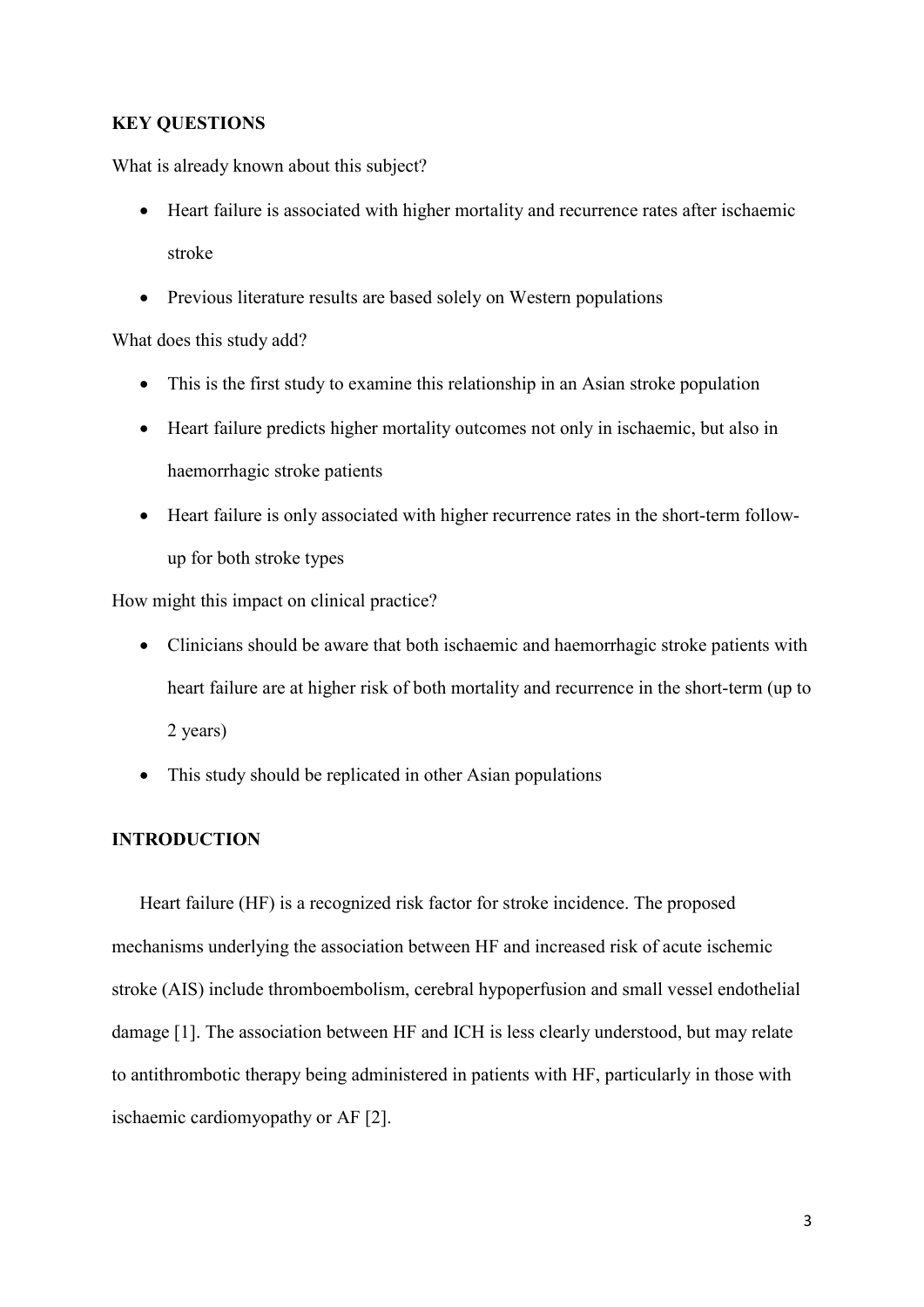## KEY QUESTIONS

What is already known about this subject?

- Heart failure is associated with higher mortality and recurrence rates after ischaemic stroke
- Previous literature results are based solely on Western populations

What does this study add?

- This is the first study to examine this relationship in an Asian stroke population
- Heart failure predicts higher mortality outcomes not only in ischaemic, but also in haemorrhagic stroke patients
- Heart failure is only associated with higher recurrence rates in the short-term follow-up for both stroke types

How might this impact on clinical practice?

- Clinicians should be aware that both ischaemic and haemorrhagic stroke patients with heart failure are at higher risk of both mortality and recurrence in the short-term (up to 2 years)
- This study should be replicated in other Asian populations

## INTRODUCTION

Heart failure (HF) is a recognized risk factor for stroke incidence. The proposed mechanisms underlying the association between HF and increased risk of acute ischemic stroke (AIS) include thromboembolism, cerebral hypoperfusion and small vessel endothelial damage [1]. The association between HF and ICH is less clearly understood, but may relate to antithrombotic therapy being administered in patients with HF, particularly in those with ischaemic cardiomyopathy or AF [2].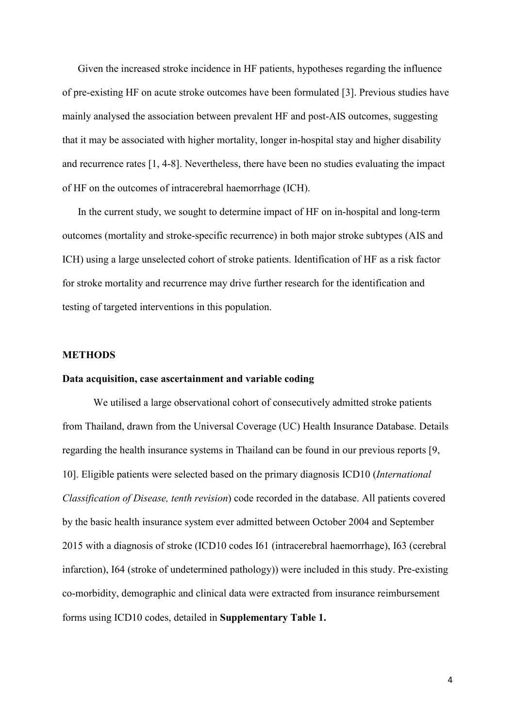Given the increased stroke incidence in HF patients, hypotheses regarding the influence of pre-existing HF on acute stroke outcomes have been formulated [3]. Previous studies have mainly analysed the association between prevalent HF and post-AIS outcomes, suggesting that it may be associated with higher mortality, longer in-hospital stay and higher disability and recurrence rates [1, 4-8]. Nevertheless, there have been no studies evaluating the impact of HF on the outcomes of intracerebral haemorrhage (ICH).

In the current study, we sought to determine impact of HF on in-hospital and long-term outcomes (mortality and stroke-specific recurrence) in both major stroke subtypes (AIS and ICH) using a large unselected cohort of stroke patients. Identification of HF as a risk factor for stroke mortality and recurrence may drive further research for the identification and testing of targeted interventions in this population.

## METHODS

### Data acquisition, case ascertainment and variable coding

We utilised a large observational cohort of consecutively admitted stroke patients from Thailand, drawn from the Universal Coverage (UC) Health Insurance Database. Details regarding the health insurance systems in Thailand can be found in our previous reports [9, 10]. Eligible patients were selected based on the primary diagnosis ICD10 (*International Classification of Disease, tenth revision*) code recorded in the database. All patients covered by the basic health insurance system ever admitted between October 2004 and September 2015 with a diagnosis of stroke (ICD10 codes I61 (intracerebral haemorrhage), I63 (cerebral infarction), I64 (stroke of undetermined pathology)) were included in this study. Pre-existing co-morbidity, demographic and clinical data were extracted from insurance reimbursement forms using ICD10 codes, detailed in **Supplementary Table 1.**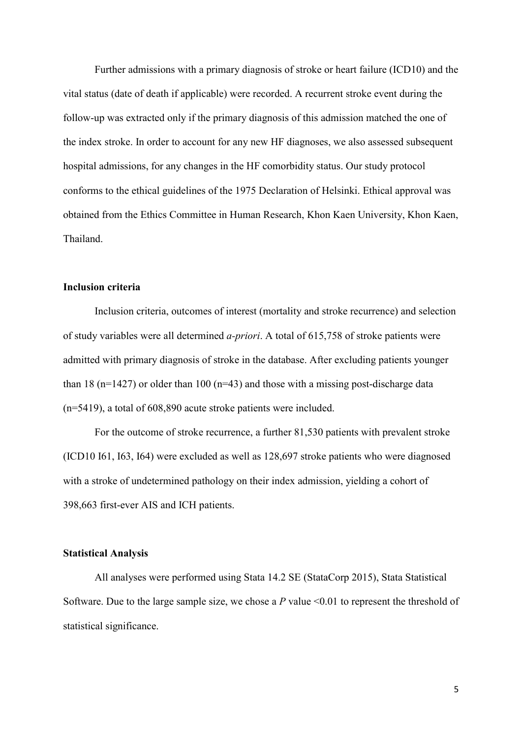Further admissions with a primary diagnosis of stroke or heart failure (ICD10) and the vital status (date of death if applicable) were recorded. A recurrent stroke event during the follow-up was extracted only if the primary diagnosis of this admission matched the one of the index stroke. In order to account for any new HF diagnoses, we also assessed subsequent hospital admissions, for any changes in the HF comorbidity status. Our study protocol conforms to the ethical guidelines of the 1975 Declaration of Helsinki. Ethical approval was obtained from the Ethics Committee in Human Research, Khon Kaen University, Khon Kaen, Thailand.

### Inclusion criteria

Inclusion criteria, outcomes of interest (mortality and stroke recurrence) and selection of study variables were all determined *a-priori*. A total of 615,758 of stroke patients were admitted with primary diagnosis of stroke in the database. After excluding patients younger than 18 (n=1427) or older than 100 (n=43) and those with a missing post-discharge data (n=5419), a total of 608,890 acute stroke patients were included.

For the outcome of stroke recurrence, a further 81,530 patients with prevalent stroke (ICD10 I61, I63, I64) were excluded as well as 128,697 stroke patients who were diagnosed with a stroke of undetermined pathology on their index admission, yielding a cohort of 398,663 first-ever AIS and ICH patients.

### Statistical Analysis

All analyses were performed using Stata 14.2 SE (StataCorp 2015), Stata Statistical Software. Due to the large sample size, we chose a *P* value <0.01 to represent the threshold of statistical significance.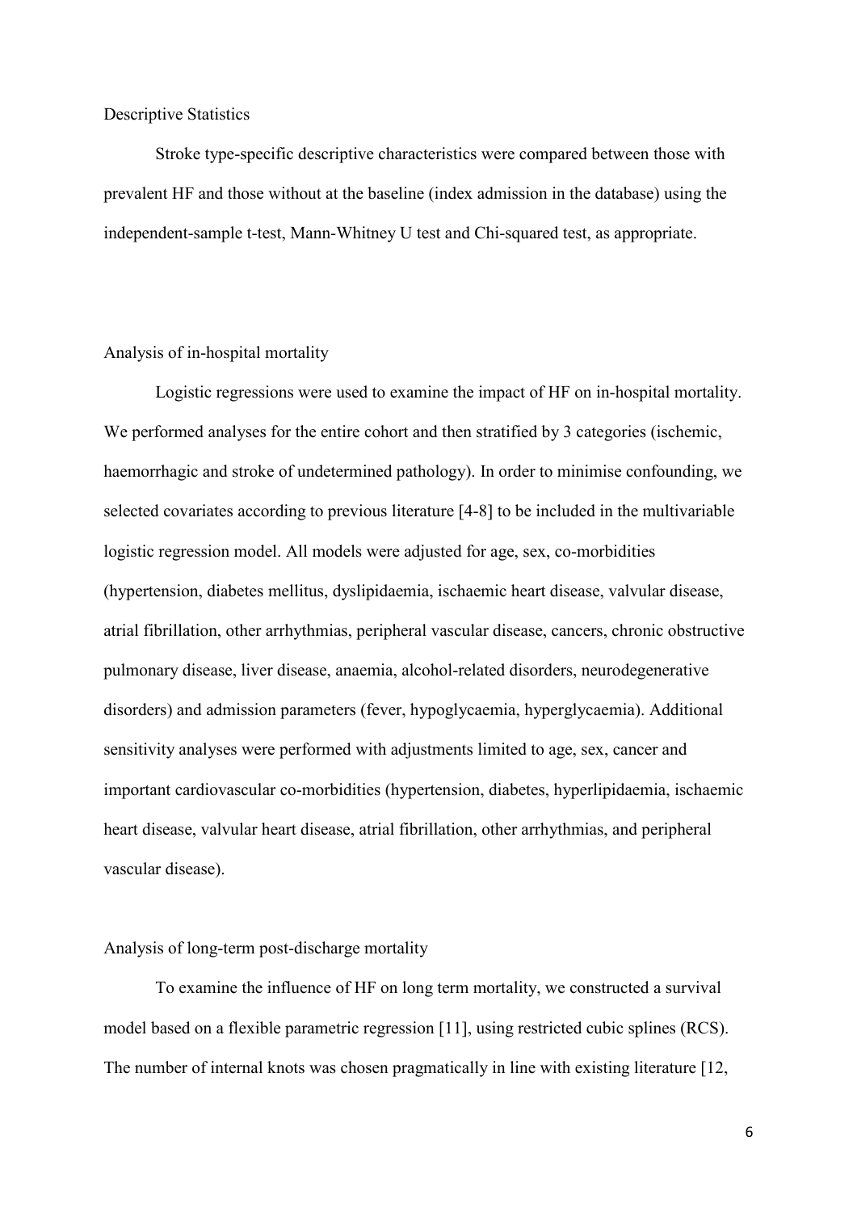### Descriptive Statistics

Stroke type-specific descriptive characteristics were compared between those with prevalent HF and those without at the baseline (index admission in the database) using the independent-sample t-test, Mann-Whitney U test and Chi-squared test, as appropriate.

### Analysis of in-hospital mortality

Logistic regressions were used to examine the impact of HF on in-hospital mortality. We performed analyses for the entire cohort and then stratified by 3 categories (ischemic, haemorrhagic and stroke of undetermined pathology). In order to minimise confounding, we selected covariates according to previous literature [4-8] to be included in the multivariable logistic regression model. All models were adjusted for age, sex, co-morbidities (hypertension, diabetes mellitus, dyslipidaemia, ischaemic heart disease, valvular disease, atrial fibrillation, other arrhythmias, peripheral vascular disease, cancers, chronic obstructive pulmonary disease, liver disease, anaemia, alcohol-related disorders, neurodegenerative disorders) and admission parameters (fever, hypoglycaemia, hyperglycaemia). Additional sensitivity analyses were performed with adjustments limited to age, sex, cancer and important cardiovascular co-morbidities (hypertension, diabetes, hyperlipidaemia, ischaemic heart disease, valvular heart disease, atrial fibrillation, other arrhythmias, and peripheral vascular disease).

### Analysis of long-term post-discharge mortality

To examine the influence of HF on long term mortality, we constructed a survival model based on a flexible parametric regression [11], using restricted cubic splines (RCS). The number of internal knots was chosen pragmatically in line with existing literature [12,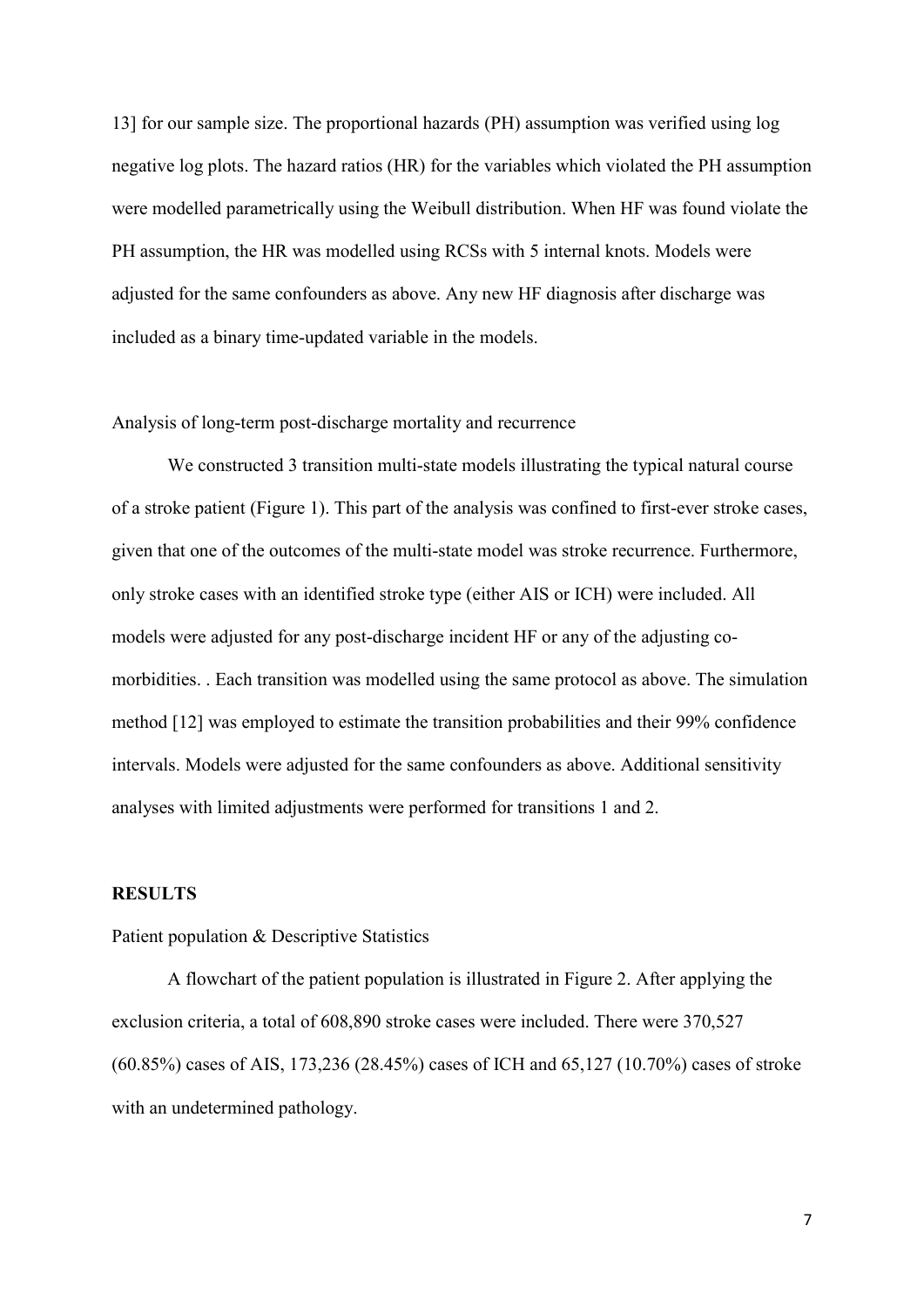13] for our sample size. The proportional hazards (PH) assumption was verified using log negative log plots. The hazard ratios (HR) for the variables which violated the PH assumption were modelled parametrically using the Weibull distribution. When HF was found violate the PH assumption, the HR was modelled using RCSs with 5 internal knots. Models were adjusted for the same confounders as above. Any new HF diagnosis after discharge was included as a binary time-updated variable in the models.

Analysis of long-term post-discharge mortality and recurrence

We constructed 3 transition multi-state models illustrating the typical natural course of a stroke patient (Figure 1). This part of the analysis was confined to first-ever stroke cases, given that one of the outcomes of the multi-state model was stroke recurrence. Furthermore, only stroke cases with an identified stroke type (either AIS or ICH) were included. All models were adjusted for any post-discharge incident HF or any of the adjusting co-morbidities. . Each transition was modelled using the same protocol as above. The simulation method [12] was employed to estimate the transition probabilities and their 99% confidence intervals. Models were adjusted for the same confounders as above. Additional sensitivity analyses with limited adjustments were performed for transitions 1 and 2.

## RESULTS

Patient population & Descriptive Statistics

A flowchart of the patient population is illustrated in Figure 2. After applying the exclusion criteria, a total of 608,890 stroke cases were included. There were 370,527 (60.85%) cases of AIS, 173,236 (28.45%) cases of ICH and 65,127 (10.70%) cases of stroke with an undetermined pathology.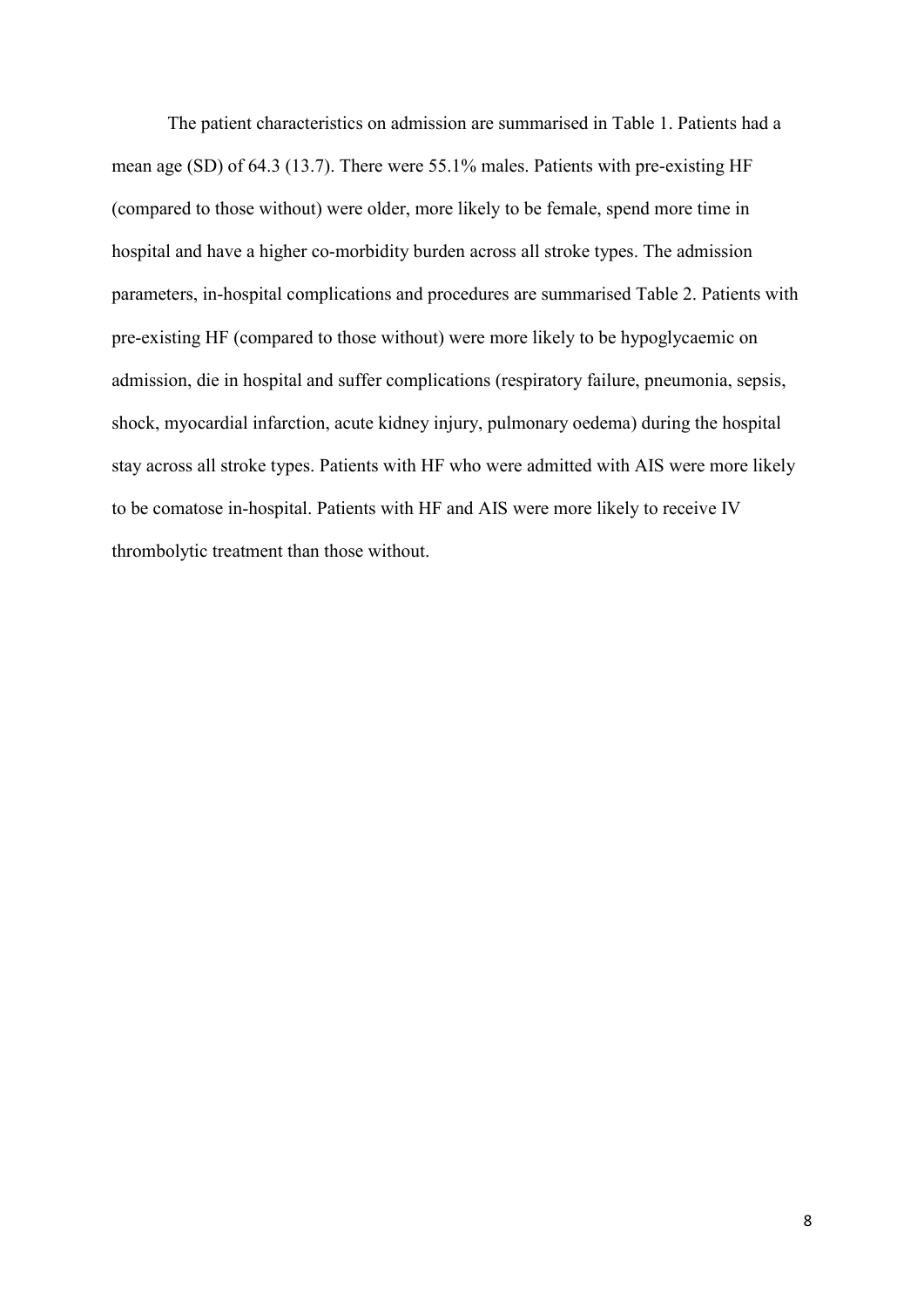The patient characteristics on admission are summarised in Table 1. Patients had a mean age (SD) of 64.3 (13.7). There were 55.1% males. Patients with pre-existing HF (compared to those without) were older, more likely to be female, spend more time in hospital and have a higher co-morbidity burden across all stroke types. The admission parameters, in-hospital complications and procedures are summarised Table 2. Patients with pre-existing HF (compared to those without) were more likely to be hypoglycaemic on admission, die in hospital and suffer complications (respiratory failure, pneumonia, sepsis, shock, myocardial infarction, acute kidney injury, pulmonary oedema) during the hospital stay across all stroke types. Patients with HF who were admitted with AIS were more likely to be comatose in-hospital. Patients with HF and AIS were more likely to receive IV thrombolytic treatment than those without.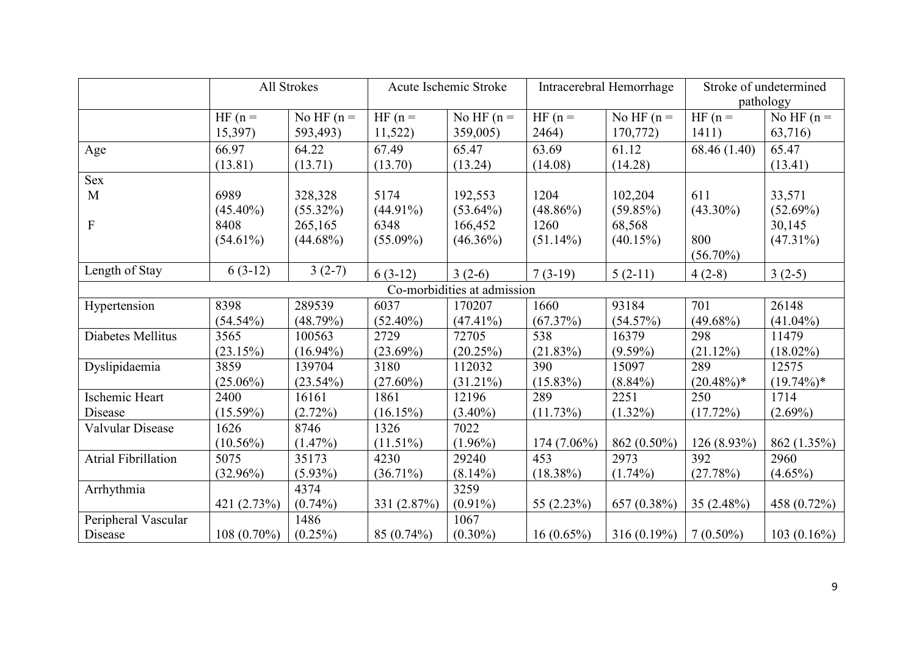| | All Strokes | | Acute Ischemic Stroke | | Intracerebral Hemorrhage | | Stroke of undetermined pathology | |
|---|---|---|---|---|---|---|---|---|
| | HF (n = 15,397) | No HF (n = 593,493) | HF (n = 11,522) | No HF (n = 359,005) | HF (n = 2464) | No HF (n = 170,772) | HF (n = 1411) | No HF (n = 63,716) |
| Age | 66.97 (13.81) | 64.22 (13.71) | 67.49 (13.70) | 65.47 (13.24) | 63.69 (14.08) | 61.12 (14.28) | 68.46 (1.40) | 65.47 (13.41) |
| Sex | | | | | | | | |
| M | 6989 (45.40%) | 328,328 (55.32%) | 5174 (44.91%) | 192,553 (53.64%) | 1204 (48.86%) | 102,204 (59.85%) | 611 (43.30%) | 33,571 (52.69%) |
| F | 8408 (54.61%) | 265,165 (44.68%) | 6348 (55.09%) | 166,452 (46.36%) | 1260 (51.14%) | 68,568 (40.15%) | 800 (56.70%) | 30,145 (47.31%) |
| Length of Stay | 6 (3-12) | 3 (2-7) | 6 (3-12) | 3 (2-6) | 7 (3-19) | 5 (2-11) | 4 (2-8) | 3 (2-5) |
| Co-morbidities at admission | | | | | | | | |
| Hypertension | 8398 (54.54%) | 289539 (48.79%) | 6037 (52.40%) | 170207 (47.41%) | 1660 (67.37%) | 93184 (54.57%) | 701 (49.68%) | 26148 (41.04%) |
| Diabetes Mellitus | 3565 (23.15%) | 100563 (16.94%) | 2729 (23.69%) | 72705 (20.25%) | 538 (21.83%) | 16379 (9.59%) | 298 (21.12%) | 11479 (18.02%) |
| Dyslipidaemia | 3859 (25.06%) | 139704 (23.54%) | 3180 (27.60%) | 112032 (31.21%) | 390 (15.83%) | 15097 (8.84%) | 289 (20.48%)* | 12575 (19.74%)* |
| Ischemic Heart Disease | 2400 (15.59%) | 16161 (2.72%) | 1861 (16.15%) | 12196 (3.40%) | 289 (11.73%) | 2251 (1.32%) | 250 (17.72%) | 1714 (2.69%) |
| Valvular Disease | 1626 (10.56%) | 8746 (1.47%) | 1326 (11.51%) | 7022 (1.96%) | 174 (7.06%) | 862 (0.50%) | 126 (8.93%) | 862 (1.35%) |
| Atrial Fibrillation | 5075 (32.96%) | 35173 (5.93%) | 4230 (36.71%) | 29240 (8.14%) | 453 (18.38%) | 2973 (1.74%) | 392 (27.78%) | 2960 (4.65%) |
| Arrhythmia | 421 (2.73%) | 4374 (0.74%) | 331 (2.87%) | 3259 (0.91%) | 55 (2.23%) | 657 (0.38%) | 35 (2.48%) | 458 (0.72%) |
| Peripheral Vascular Disease | 108 (0.70%) | 1486 (0.25%) | 85 (0.74%) | 1067 (0.30%) | 16 (0.65%) | 316 (0.19%) | 7 (0.50%) | 103 (0.16%) |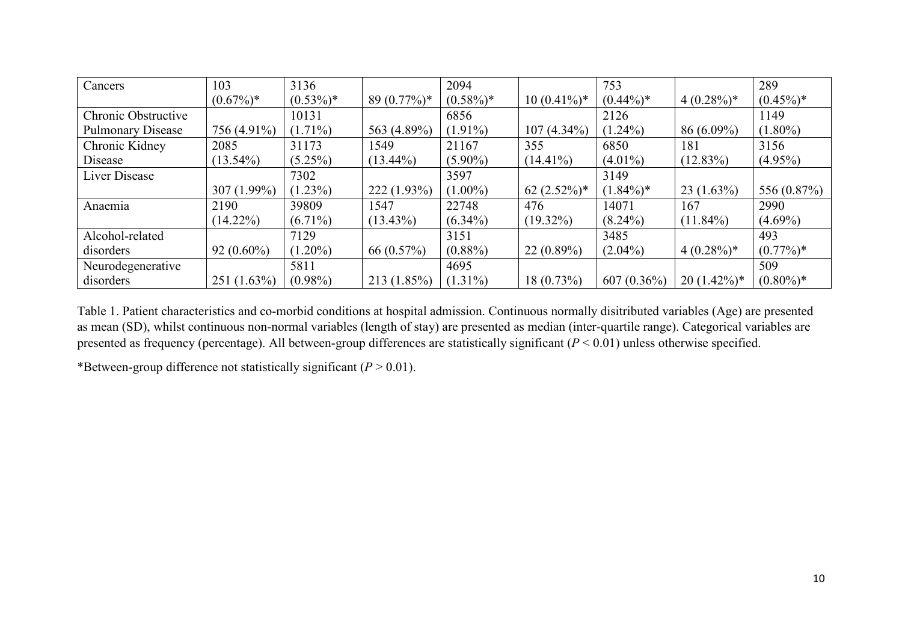| Cancers | 103 (0.67%)* | 3136 (0.53%)* | 89 (0.77%)* | 2094 (0.58%)* | 10 (0.41%)* | 753 (0.44%)* | 4 (0.28%)* | 289 (0.45%)* |
|---|---|---|---|---|---|---|---|---|
| Chronic Obstructive Pulmonary Disease | 756 (4.91%) | 10131 (1.71%) | 563 (4.89%) | 6856 (1.91%) | 107 (4.34%) | 2126 (1.24%) | 86 (6.09%) | 1149 (1.80%) |
| Chronic Kidney Disease | 2085 (13.54%) | 31173 (5.25%) | 1549 (13.44%) | 21167 (5.90%) | 355 (14.41%) | 6850 (4.01%) | 181 (12.83%) | 3156 (4.95%) |
| Liver Disease | 307 (1.99%) | 7302 (1.23%) | 222 (1.93%) | 3597 (1.00%) | 62 (2.52%)* | 3149 (1.84%)* | 23 (1.63%) | 556 (0.87%) |
| Anaemia | 2190 (14.22%) | 39809 (6.71%) | 1547 (13.43%) | 22748 (6.34%) | 476 (19.32%) | 14071 (8.24%) | 167 (11.84%) | 2990 (4.69%) |
| Alcohol-related disorders | 92 (0.60%) | 7129 (1.20%) | 66 (0.57%) | 3151 (0.88%) | 22 (0.89%) | 3485 (2.04%) | 4 (0.28%)* | 493 (0.77%)* |
| Neurodegenerative disorders | 251 (1.63%) | 5811 (0.98%) | 213 (1.85%) | 4695 (1.31%) | 18 (0.73%) | 607 (0.36%) | 20 (1.42%)* | 509 (0.80%)* |

Table 1. Patient characteristics and co-morbid conditions at hospital admission. Continuous normally disitributed variables (Age) are presented as mean (SD), whilst continuous non-normal variables (length of stay) are presented as median (inter-quartile range). Categorical variables are presented as frequency (percentage). All between-group differences are statistically significant ($P < 0.01$) unless otherwise specified.

*Between-group difference not statistically significant ($P > 0.01$).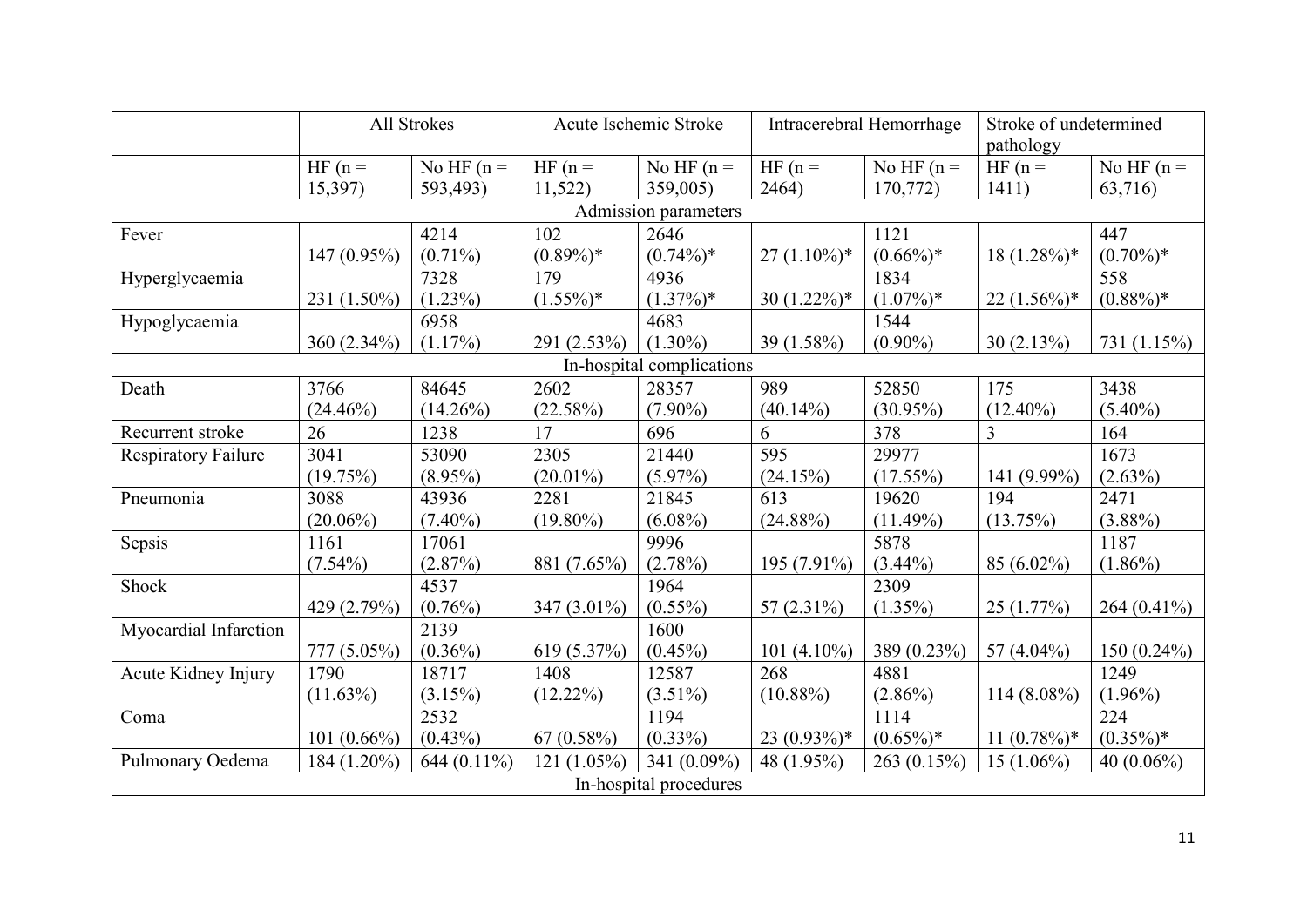| | All Strokes | | Acute Ischemic Stroke | | Intracerebral Hemorrhage | | Stroke of undetermined pathology | |
|---|---|---|---|---|---|---|---|---|
| | HF (n = 15,397) | No HF (n = 593,493) | HF (n = 11,522) | No HF (n = 359,005) | HF (n = 2464) | No HF (n = 170,772) | HF (n = 1411) | No HF (n = 63,716) |
| Admission parameters | | | | | | | | |
| Fever | 147 (0.95%) | 4214 (0.71%) | 102 (0.89%)* | 2646 (0.74%)* | 27 (1.10%)* | 1121 (0.66%)* | 18 (1.28%)* | 447 (0.70%)* |
| Hyperglycaemia | 231 (1.50%) | 7328 (1.23%) | 179 (1.55%)* | 4936 (1.37%)* | 30 (1.22%)* | 1834 (1.07%)* | 22 (1.56%)* | 558 (0.88%)* |
| Hypoglycaemia | 360 (2.34%) | 6958 (1.17%) | 291 (2.53%) | 4683 (1.30%) | 39 (1.58%) | 1544 (0.90%) | 30 (2.13%) | 731 (1.15%) |
| In-hospital complications | | | | | | | | |
| Death | 3766 (24.46%) | 84645 (14.26%) | 2602 (22.58%) | 28357 (7.90%) | 989 (40.14%) | 52850 (30.95%) | 175 (12.40%) | 3438 (5.40%) |
| Recurrent stroke | 26 | 1238 | 17 | 696 | 6 | 378 | 3 | 164 |
| Respiratory Failure | 3041 (19.75%) | 53090 (8.95%) | 2305 (20.01%) | 21440 (5.97%) | 595 (24.15%) | 29977 (17.55%) | 141 (9.99%) | 1673 (2.63%) |
| Pneumonia | 3088 (20.06%) | 43936 (7.40%) | 2281 (19.80%) | 21845 (6.08%) | 613 (24.88%) | 19620 (11.49%) | 194 (13.75%) | 2471 (3.88%) |
| Sepsis | 1161 (7.54%) | 17061 (2.87%) | 881 (7.65%) | 9996 (2.78%) | 195 (7.91%) | 5878 (3.44%) | 85 (6.02%) | 1187 (1.86%) |
| Shock | 429 (2.79%) | 4537 (0.76%) | 347 (3.01%) | 1964 (0.55%) | 57 (2.31%) | 2309 (1.35%) | 25 (1.77%) | 264 (0.41%) |
| Myocardial Infarction | 777 (5.05%) | 2139 (0.36%) | 619 (5.37%) | 1600 (0.45%) | 101 (4.10%) | 389 (0.23%) | 57 (4.04%) | 150 (0.24%) |
| Acute Kidney Injury | 1790 (11.63%) | 18717 (3.15%) | 1408 (12.22%) | 12587 (3.51%) | 268 (10.88%) | 4881 (2.86%) | 114 (8.08%) | 1249 (1.96%) |
| Coma | 101 (0.66%) | 2532 (0.43%) | 67 (0.58%) | 1194 (0.33%) | 23 (0.93%)* | 1114 (0.65%)* | 11 (0.78%)* | 224 (0.35%)* |
| Pulmonary Oedema | 184 (1.20%) | 644 (0.11%) | 121 (1.05%) | 341 (0.09%) | 48 (1.95%) | 263 (0.15%) | 15 (1.06%) | 40 (0.06%) |
| In-hospital procedures | | | | | | | | |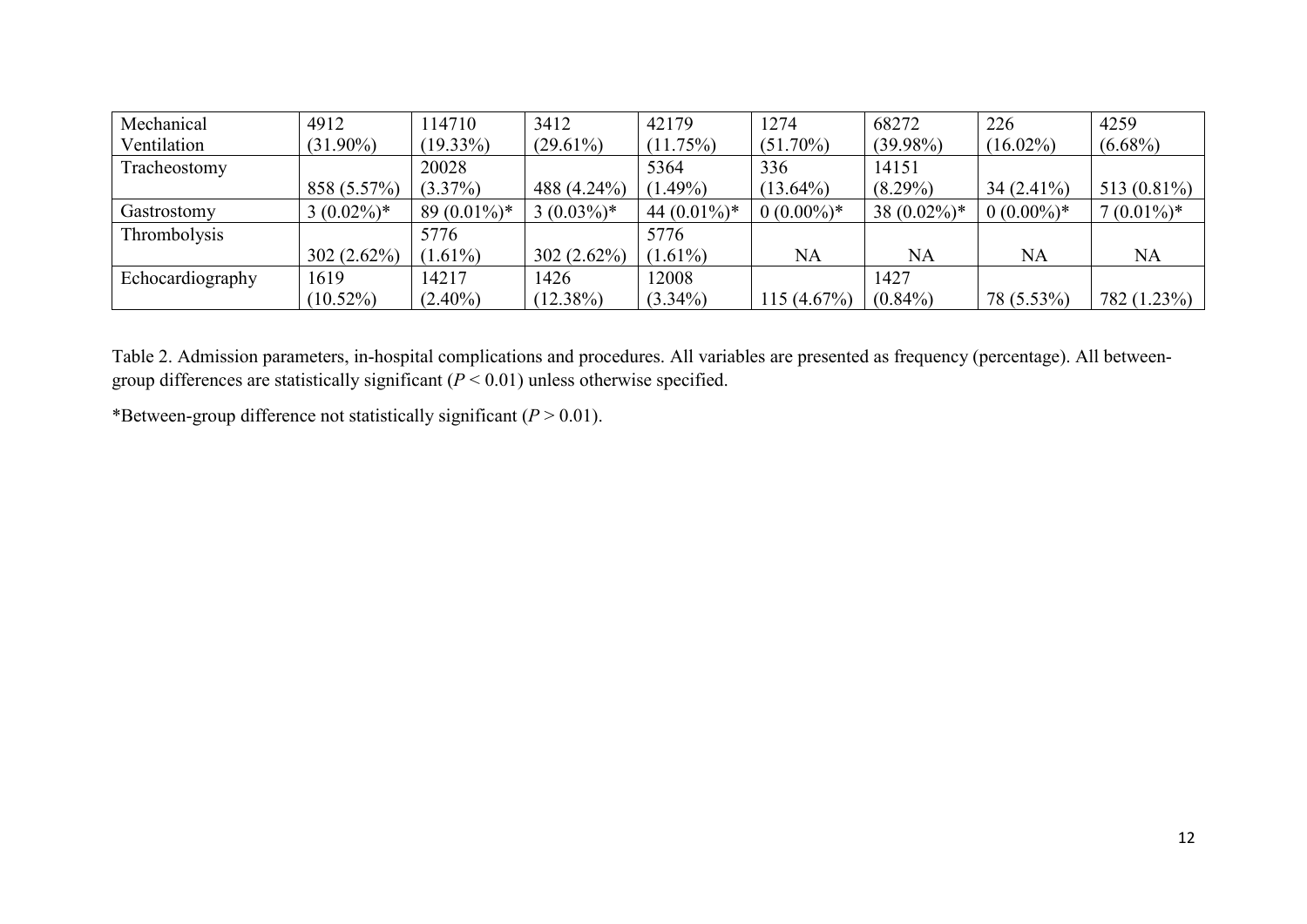| Mechanical Ventilation | 4912 (31.90%) | 114710 (19.33%) | 3412 (29.61%) | 42179 (11.75%) | 1274 (51.70%) | 68272 (39.98%) | 226 (16.02%) | 4259 (6.68%) |
|---|---|---|---|---|---|---|---|---|
| Tracheostomy | 858 (5.57%) | 20028 (3.37%) | 488 (4.24%) | 5364 (1.49%) | 336 (13.64%) | 14151 (8.29%) | 34 (2.41%) | 513 (0.81%) |
| Gastrostomy | 3 (0.02%)* | 89 (0.01%)* | 3 (0.03%)* | 44 (0.01%)* | 0 (0.00%)* | 38 (0.02%)* | 0 (0.00%)* | 7 (0.01%)* |
| Thrombolysis | 302 (2.62%) | 5776 (1.61%) | 302 (2.62%) | 5776 (1.61%) | NA | NA | NA | NA |
| Echocardiography | 1619 (10.52%) | 14217 (2.40%) | 1426 (12.38%) | 12008 (3.34%) | 115 (4.67%) | 1427 (0.84%) | 78 (5.53%) | 782 (1.23%) |

Table 2. Admission parameters, in-hospital complications and procedures. All variables are presented as frequency (percentage). All between-group differences are statistically significant ($P < 0.01$) unless otherwise specified.

*Between-group difference not statistically significant ($P > 0.01$).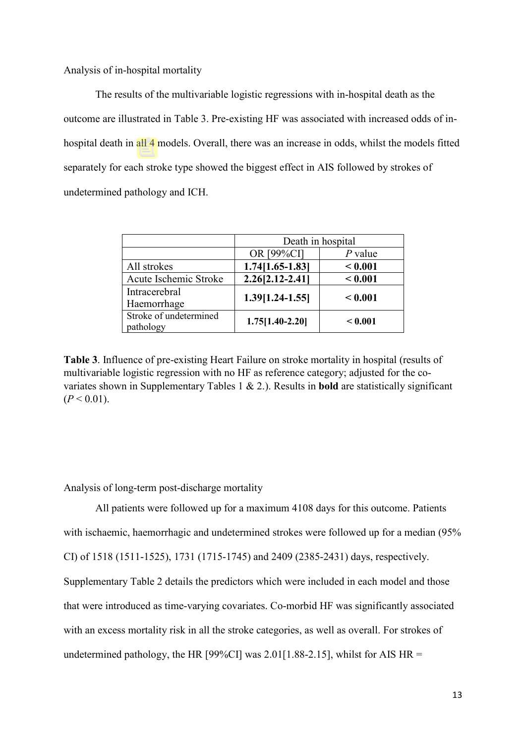Analysis of in-hospital mortality

The results of the multivariable logistic regressions with in-hospital death as the outcome are illustrated in Table 3. Pre-existing HF was associated with increased odds of in-hospital death in all 4 models. Overall, there was an increase in odds, whilst the models fitted separately for each stroke type showed the biggest effect in AIS followed by strokes of undetermined pathology and ICH.

| | Death in hospital | |
|---|---|---|
| | OR [99%CI] | *P* value |
| All strokes | **1.74[1.65-1.83]** | **< 0.001** |
| Acute Ischemic Stroke | **2.26[2.12-2.41]** | **< 0.001** |
| Intracerebral Haemorrhage | **1.39[1.24-1.55]** | **< 0.001** |
| Stroke of undetermined pathology | **1.75[1.40-2.20]** | **< 0.001** |

**Table 3**. Influence of pre-existing Heart Failure on stroke mortality in hospital (results of multivariable logistic regression with no HF as reference category; adjusted for the co-variates shown in Supplementary Tables 1 & 2.). Results in **bold** are statistically significant ($P < 0.01$).

Analysis of long-term post-discharge mortality

All patients were followed up for a maximum 4108 days for this outcome. Patients with ischaemic, haemorrhagic and undetermined strokes were followed up for a median (95% CI) of 1518 (1511-1525), 1731 (1715-1745) and 2409 (2385-2431) days, respectively. Supplementary Table 2 details the predictors which were included in each model and those that were introduced as time-varying covariates. Co-morbid HF was significantly associated with an excess mortality risk in all the stroke categories, as well as overall. For strokes of undetermined pathology, the HR [99%CI] was 2.01[1.88-2.15], whilst for AIS HR =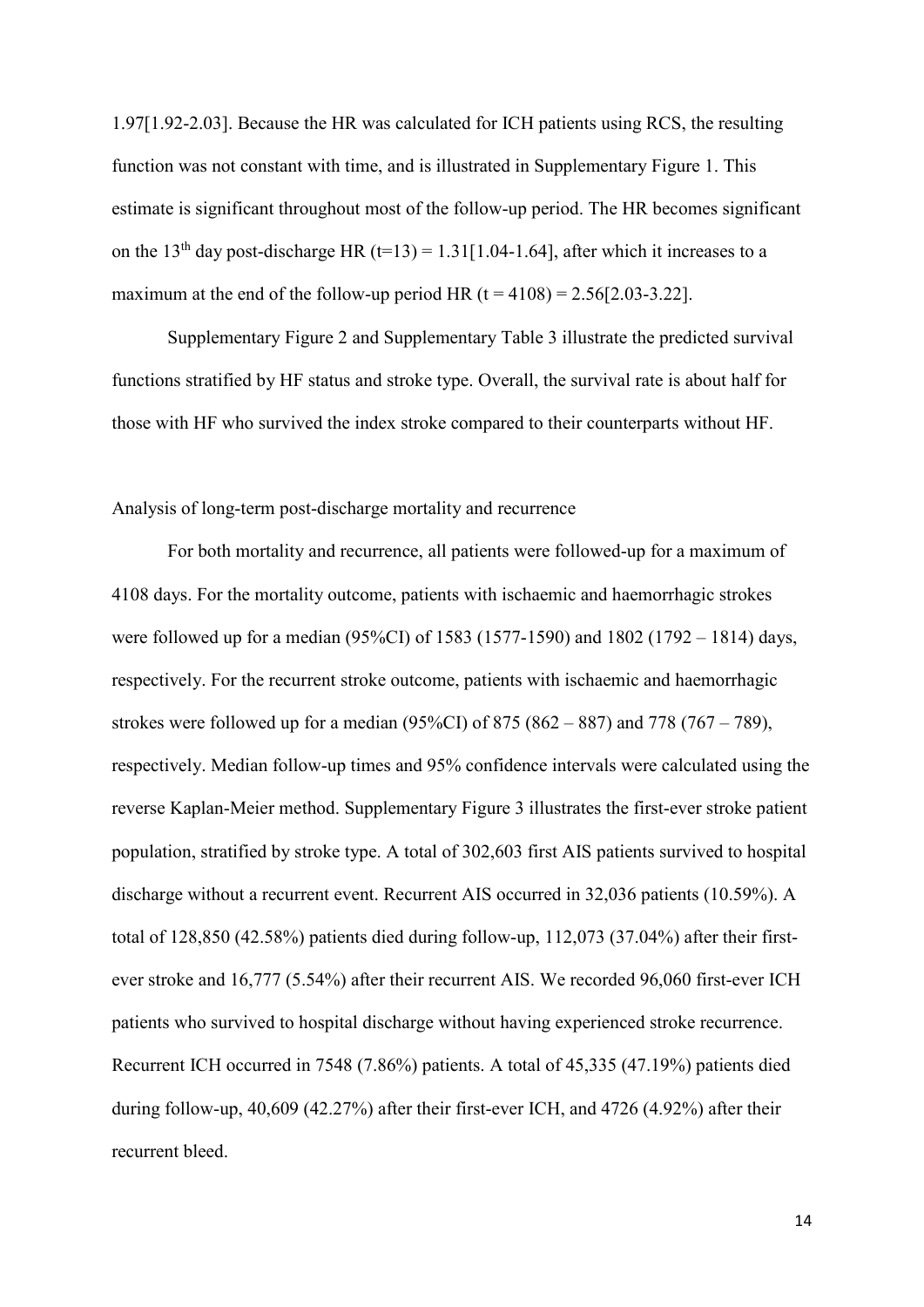1.97[1.92-2.03]. Because the HR was calculated for ICH patients using RCS, the resulting function was not constant with time, and is illustrated in Supplementary Figure 1. This estimate is significant throughout most of the follow-up period. The HR becomes significant on the 13$^{th}$ day post-discharge HR ($t=13$) = 1.31[1.04-1.64], after which it increases to a maximum at the end of the follow-up period HR ($t = 4108$) = 2.56[2.03-3.22].

Supplementary Figure 2 and Supplementary Table 3 illustrate the predicted survival functions stratified by HF status and stroke type. Overall, the survival rate is about half for those with HF who survived the index stroke compared to their counterparts without HF.

## Analysis of long-term post-discharge mortality and recurrence

For both mortality and recurrence, all patients were followed-up for a maximum of 4108 days. For the mortality outcome, patients with ischaemic and haemorrhagic strokes were followed up for a median (95%CI) of 1583 (1577-1590) and 1802 (1792 – 1814) days, respectively. For the recurrent stroke outcome, patients with ischaemic and haemorrhagic strokes were followed up for a median (95%CI) of 875 (862 – 887) and 778 (767 – 789), respectively. Median follow-up times and 95% confidence intervals were calculated using the reverse Kaplan-Meier method. Supplementary Figure 3 illustrates the first-ever stroke patient population, stratified by stroke type. A total of 302,603 first AIS patients survived to hospital discharge without a recurrent event. Recurrent AIS occurred in 32,036 patients (10.59%). A total of 128,850 (42.58%) patients died during follow-up, 112,073 (37.04%) after their first-ever stroke and 16,777 (5.54%) after their recurrent AIS. We recorded 96,060 first-ever ICH patients who survived to hospital discharge without having experienced stroke recurrence. Recurrent ICH occurred in 7548 (7.86%) patients. A total of 45,335 (47.19%) patients died during follow-up, 40,609 (42.27%) after their first-ever ICH, and 4726 (4.92%) after their recurrent bleed.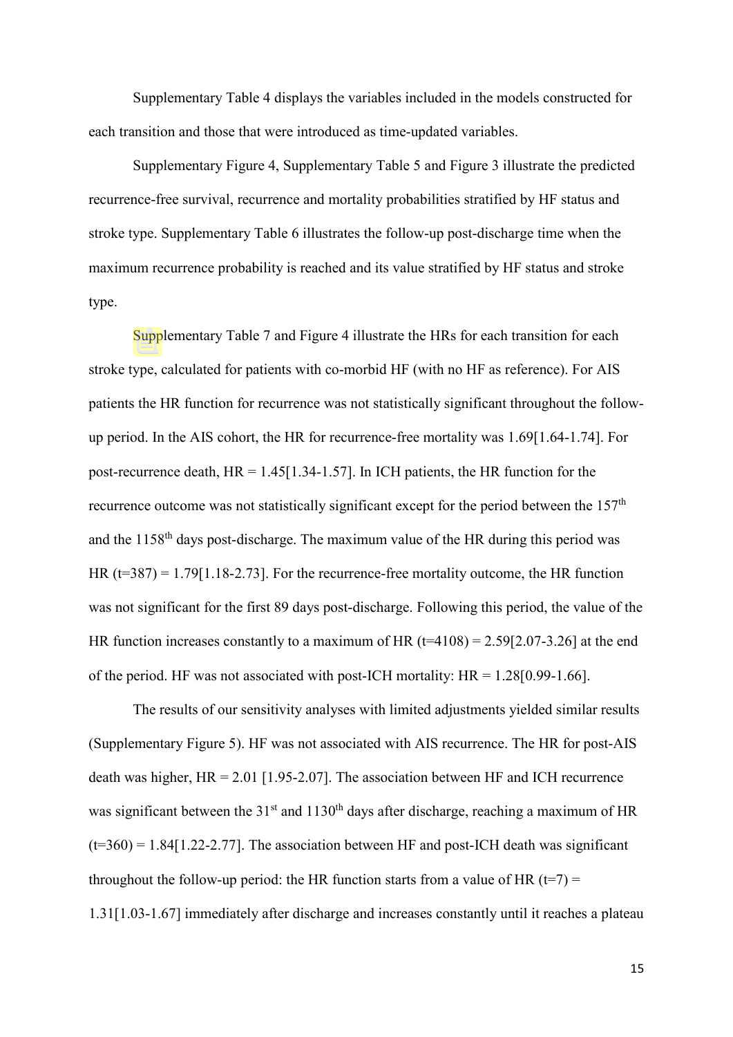Supplementary Table 4 displays the variables included in the models constructed for each transition and those that were introduced as time-updated variables.

Supplementary Figure 4, Supplementary Table 5 and Figure 3 illustrate the predicted recurrence-free survival, recurrence and mortality probabilities stratified by HF status and stroke type. Supplementary Table 6 illustrates the follow-up post-discharge time when the maximum recurrence probability is reached and its value stratified by HF status and stroke type.

Supplementary Table 7 and Figure 4 illustrate the HRs for each transition for each stroke type, calculated for patients with co-morbid HF (with no HF as reference). For AIS patients the HR function for recurrence was not statistically significant throughout the follow-up period. In the AIS cohort, the HR for recurrence-free mortality was 1.69[1.64-1.74]. For post-recurrence death, HR = 1.45[1.34-1.57]. In ICH patients, the HR function for the recurrence outcome was not statistically significant except for the period between the 157$^{th}$ and the 1158$^{th}$ days post-discharge. The maximum value of the HR during this period was HR (t=387) = 1.79[1.18-2.73]. For the recurrence-free mortality outcome, the HR function was not significant for the first 89 days post-discharge. Following this period, the value of the HR function increases constantly to a maximum of HR (t=4108) = 2.59[2.07-3.26] at the end of the period. HF was not associated with post-ICH mortality: HR = 1.28[0.99-1.66].

The results of our sensitivity analyses with limited adjustments yielded similar results (Supplementary Figure 5). HF was not associated with AIS recurrence. The HR for post-AIS death was higher, HR = 2.01 [1.95-2.07]. The association between HF and ICH recurrence was significant between the 31$^{st}$ and 1130$^{th}$ days after discharge, reaching a maximum of HR (t=360) = 1.84[1.22-2.77]. The association between HF and post-ICH death was significant throughout the follow-up period: the HR function starts from a value of HR (t=7) = 1.31[1.03-1.67] immediately after discharge and increases constantly until it reaches a plateau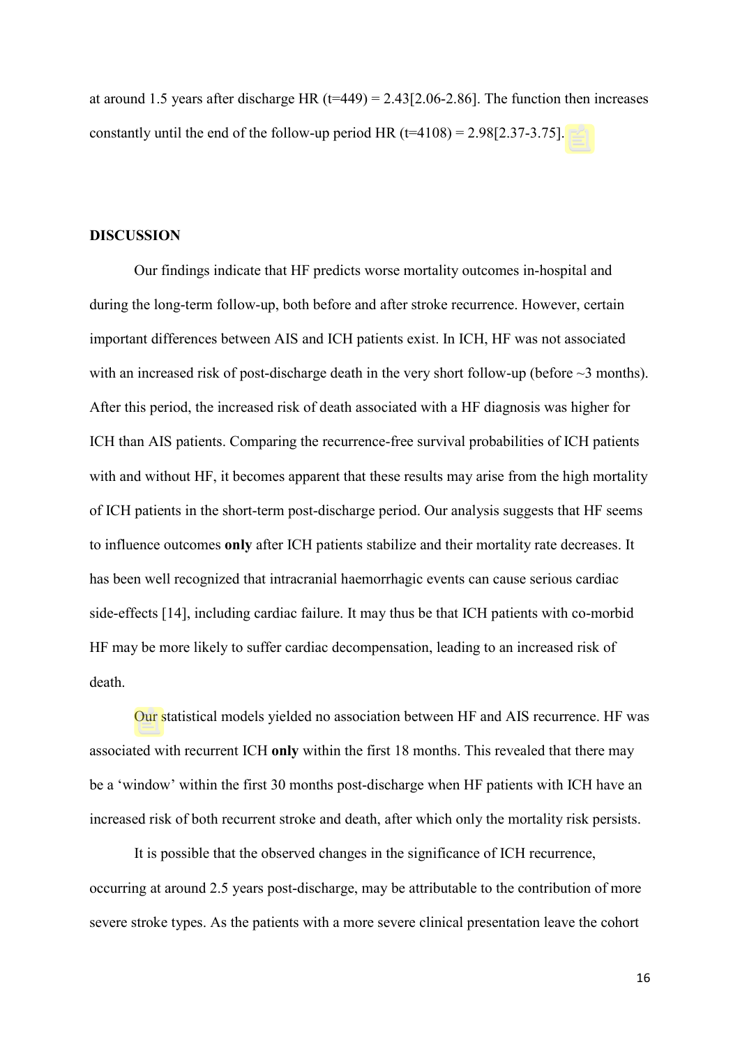at around 1.5 years after discharge HR (t=449) = 2.43[2.06-2.86]. The function then increases constantly until the end of the follow-up period HR (t=4108) = 2.98[2.37-3.75].

## DISCUSSION

Our findings indicate that HF predicts worse mortality outcomes in-hospital and during the long-term follow-up, both before and after stroke recurrence. However, certain important differences between AIS and ICH patients exist. In ICH, HF was not associated with an increased risk of post-discharge death in the very short follow-up (before ~3 months). After this period, the increased risk of death associated with a HF diagnosis was higher for ICH than AIS patients. Comparing the recurrence-free survival probabilities of ICH patients with and without HF, it becomes apparent that these results may arise from the high mortality of ICH patients in the short-term post-discharge period. Our analysis suggests that HF seems to influence outcomes **only** after ICH patients stabilize and their mortality rate decreases. It has been well recognized that intracranial haemorrhagic events can cause serious cardiac side-effects [14], including cardiac failure. It may thus be that ICH patients with co-morbid HF may be more likely to suffer cardiac decompensation, leading to an increased risk of death.

Our statistical models yielded no association between HF and AIS recurrence. HF was associated with recurrent ICH **only** within the first 18 months. This revealed that there may be a 'window' within the first 30 months post-discharge when HF patients with ICH have an increased risk of both recurrent stroke and death, after which only the mortality risk persists.

It is possible that the observed changes in the significance of ICH recurrence, occurring at around 2.5 years post-discharge, may be attributable to the contribution of more severe stroke types. As the patients with a more severe clinical presentation leave the cohort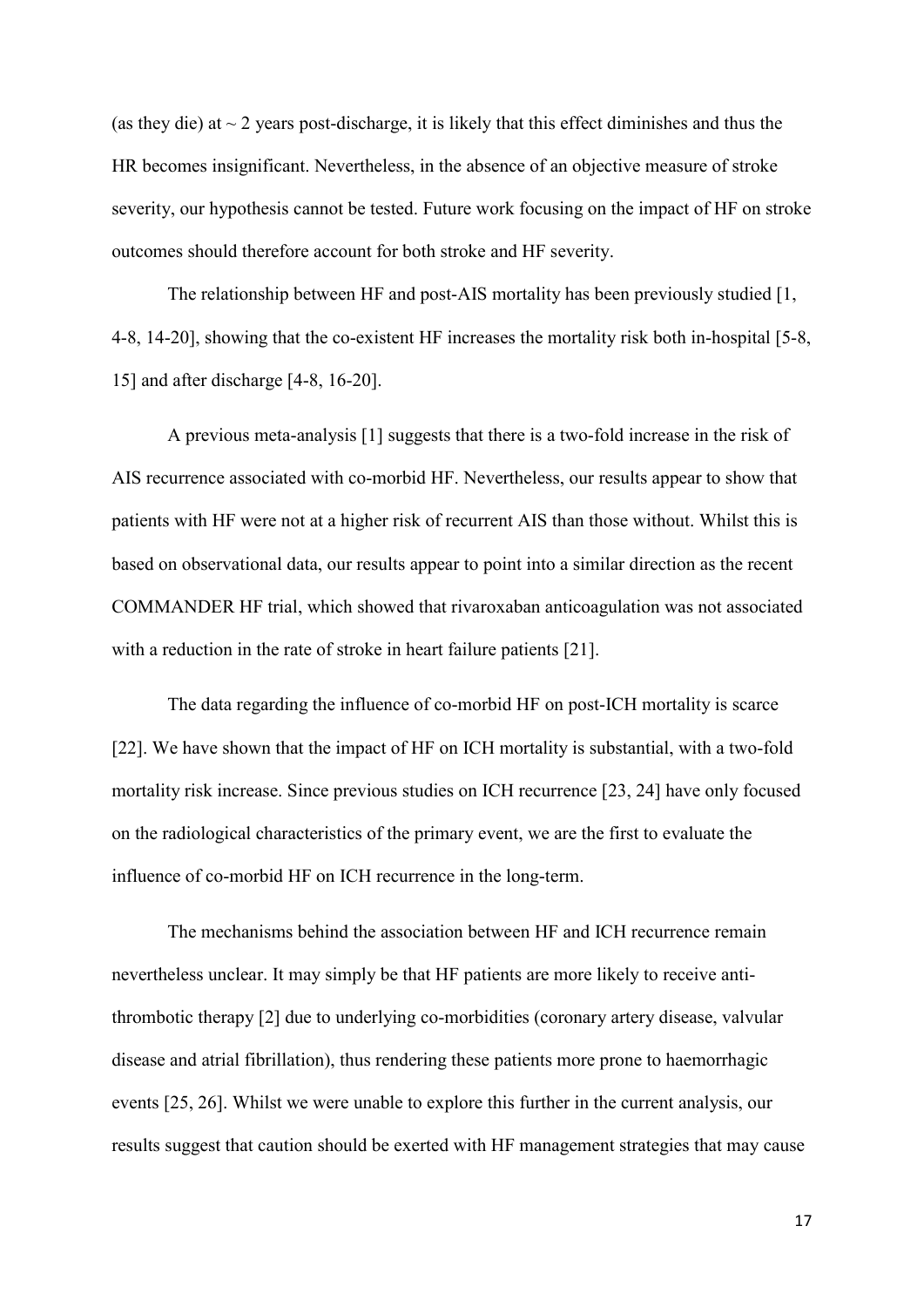(as they die) at ~ 2 years post-discharge, it is likely that this effect diminishes and thus the HR becomes insignificant. Nevertheless, in the absence of an objective measure of stroke severity, our hypothesis cannot be tested. Future work focusing on the impact of HF on stroke outcomes should therefore account for both stroke and HF severity.

The relationship between HF and post-AIS mortality has been previously studied [1, 4-8, 14-20], showing that the co-existent HF increases the mortality risk both in-hospital [5-8, 15] and after discharge [4-8, 16-20].

A previous meta-analysis [1] suggests that there is a two-fold increase in the risk of AIS recurrence associated with co-morbid HF. Nevertheless, our results appear to show that patients with HF were not at a higher risk of recurrent AIS than those without. Whilst this is based on observational data, our results appear to point into a similar direction as the recent COMMANDER HF trial, which showed that rivaroxaban anticoagulation was not associated with a reduction in the rate of stroke in heart failure patients [21].

The data regarding the influence of co-morbid HF on post-ICH mortality is scarce [22]. We have shown that the impact of HF on ICH mortality is substantial, with a two-fold mortality risk increase. Since previous studies on ICH recurrence [23, 24] have only focused on the radiological characteristics of the primary event, we are the first to evaluate the influence of co-morbid HF on ICH recurrence in the long-term.

The mechanisms behind the association between HF and ICH recurrence remain nevertheless unclear. It may simply be that HF patients are more likely to receive anti-thrombotic therapy [2] due to underlying co-morbidities (coronary artery disease, valvular disease and atrial fibrillation), thus rendering these patients more prone to haemorrhagic events [25, 26]. Whilst we were unable to explore this further in the current analysis, our results suggest that caution should be exerted with HF management strategies that may cause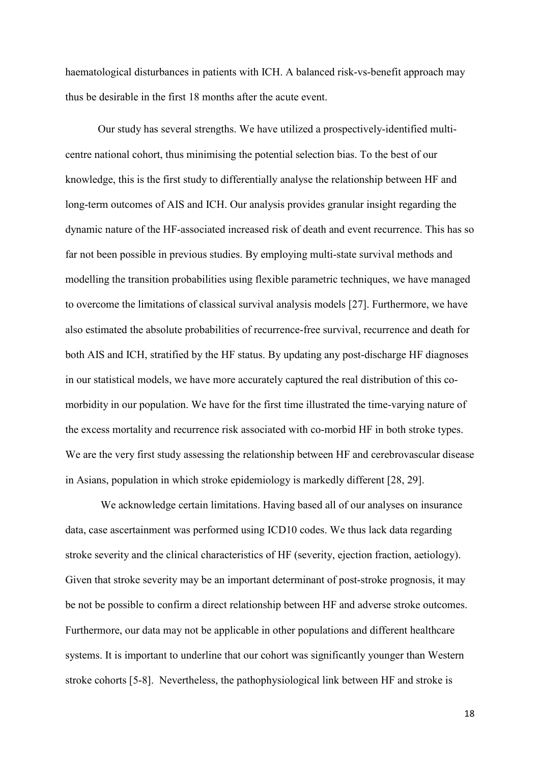haematological disturbances in patients with ICH. A balanced risk-vs-benefit approach may thus be desirable in the first 18 months after the acute event.

Our study has several strengths. We have utilized a prospectively-identified multi-centre national cohort, thus minimising the potential selection bias. To the best of our knowledge, this is the first study to differentially analyse the relationship between HF and long-term outcomes of AIS and ICH. Our analysis provides granular insight regarding the dynamic nature of the HF-associated increased risk of death and event recurrence. This has so far not been possible in previous studies. By employing multi-state survival methods and modelling the transition probabilities using flexible parametric techniques, we have managed to overcome the limitations of classical survival analysis models [27]. Furthermore, we have also estimated the absolute probabilities of recurrence-free survival, recurrence and death for both AIS and ICH, stratified by the HF status. By updating any post-discharge HF diagnoses in our statistical models, we have more accurately captured the real distribution of this co-morbidity in our population. We have for the first time illustrated the time-varying nature of the excess mortality and recurrence risk associated with co-morbid HF in both stroke types. We are the very first study assessing the relationship between HF and cerebrovascular disease in Asians, population in which stroke epidemiology is markedly different [28, 29].

We acknowledge certain limitations. Having based all of our analyses on insurance data, case ascertainment was performed using ICD10 codes. We thus lack data regarding stroke severity and the clinical characteristics of HF (severity, ejection fraction, aetiology). Given that stroke severity may be an important determinant of post-stroke prognosis, it may be not be possible to confirm a direct relationship between HF and adverse stroke outcomes. Furthermore, our data may not be applicable in other populations and different healthcare systems. It is important to underline that our cohort was significantly younger than Western stroke cohorts [5-8]. Nevertheless, the pathophysiological link between HF and stroke is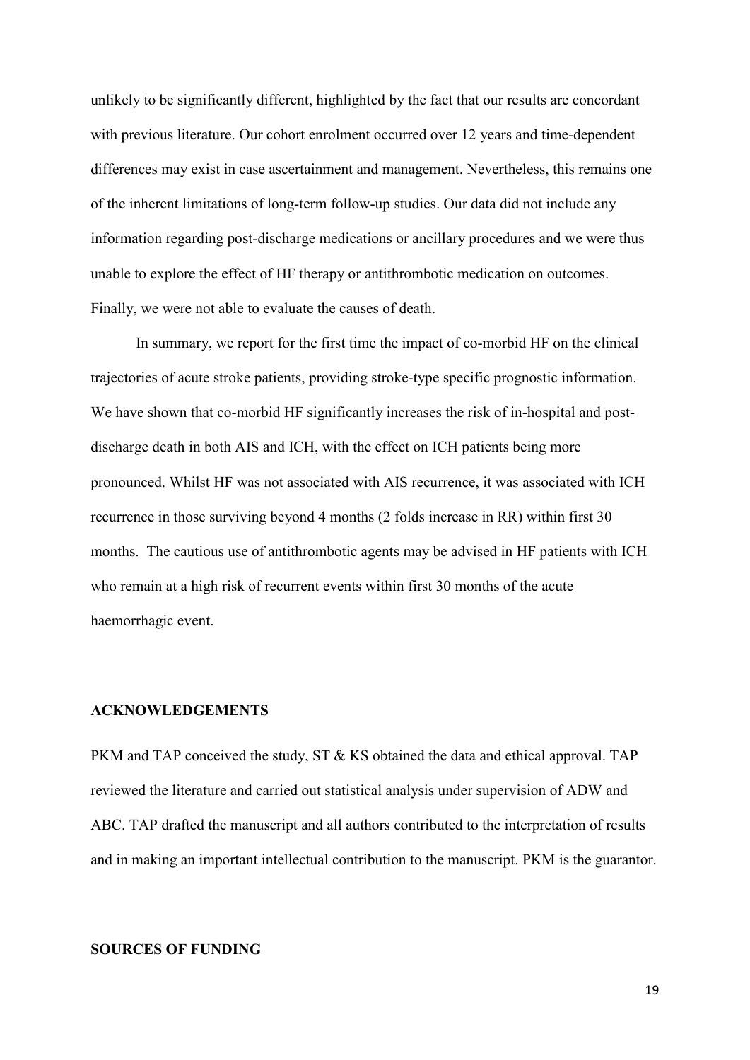unlikely to be significantly different, highlighted by the fact that our results are concordant with previous literature. Our cohort enrolment occurred over 12 years and time-dependent differences may exist in case ascertainment and management. Nevertheless, this remains one of the inherent limitations of long-term follow-up studies. Our data did not include any information regarding post-discharge medications or ancillary procedures and we were thus unable to explore the effect of HF therapy or antithrombotic medication on outcomes. Finally, we were not able to evaluate the causes of death.

In summary, we report for the first time the impact of co-morbid HF on the clinical trajectories of acute stroke patients, providing stroke-type specific prognostic information. We have shown that co-morbid HF significantly increases the risk of in-hospital and post-discharge death in both AIS and ICH, with the effect on ICH patients being more pronounced. Whilst HF was not associated with AIS recurrence, it was associated with ICH recurrence in those surviving beyond 4 months (2 folds increase in RR) within first 30 months. The cautious use of antithrombotic agents may be advised in HF patients with ICH who remain at a high risk of recurrent events within first 30 months of the acute haemorrhagic event.

**ACKNOWLEDGEMENTS**

PKM and TAP conceived the study, ST & KS obtained the data and ethical approval. TAP reviewed the literature and carried out statistical analysis under supervision of ADW and ABC. TAP drafted the manuscript and all authors contributed to the interpretation of results and in making an important intellectual contribution to the manuscript. PKM is the guarantor.

**SOURCES OF FUNDING**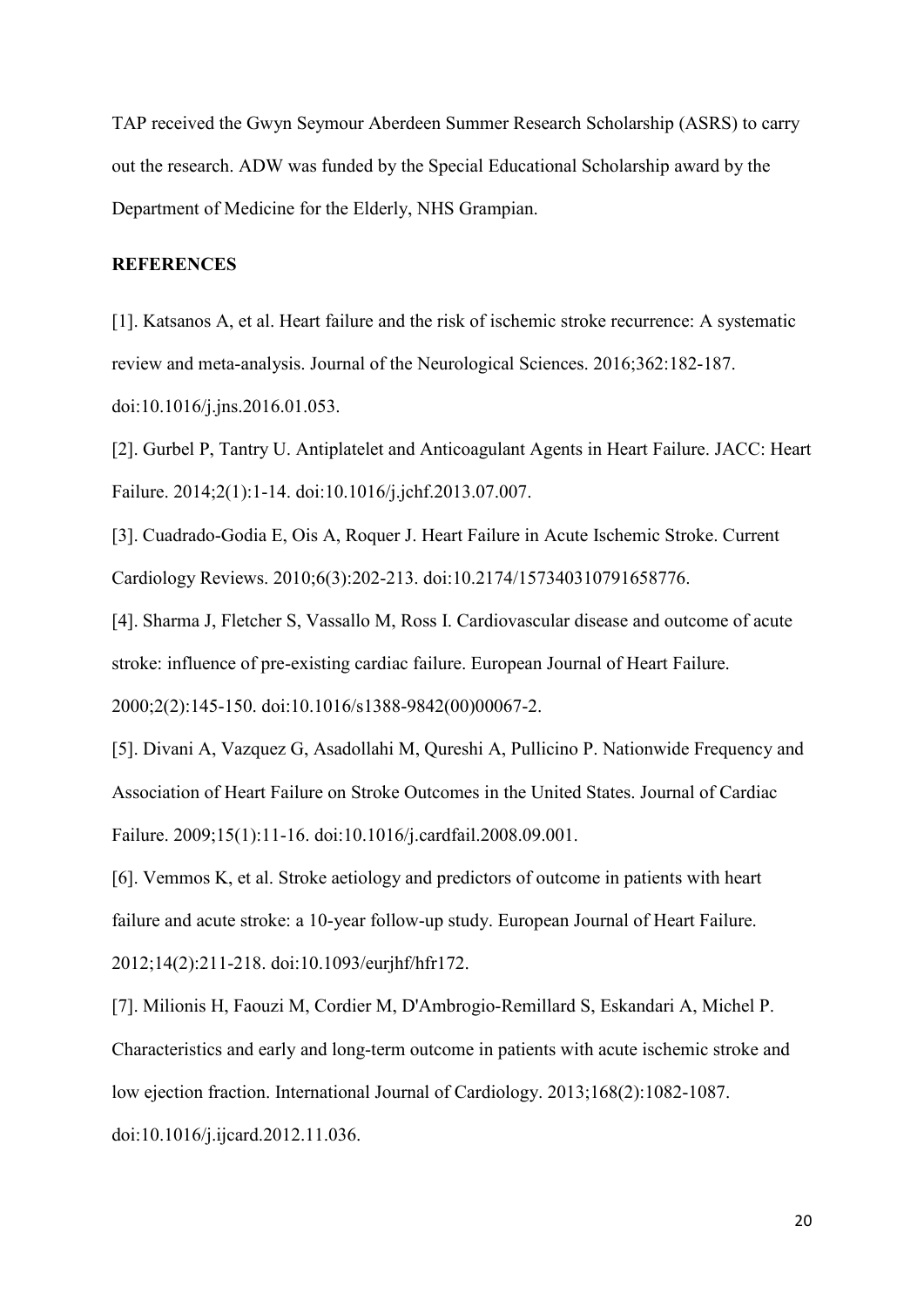TAP received the Gwyn Seymour Aberdeen Summer Research Scholarship (ASRS) to carry out the research. ADW was funded by the Special Educational Scholarship award by the Department of Medicine for the Elderly, NHS Grampian.

**REFERENCES**

[1]. Katsanos A, et al. Heart failure and the risk of ischemic stroke recurrence: A systematic review and meta-analysis. Journal of the Neurological Sciences. 2016;362:182-187. doi:10.1016/j.jns.2016.01.053.

[2]. Gurbel P, Tantry U. Antiplatelet and Anticoagulant Agents in Heart Failure. JACC: Heart Failure. 2014;2(1):1-14. doi:10.1016/j.jchf.2013.07.007.

[3]. Cuadrado-Godia E, Ois A, Roquer J. Heart Failure in Acute Ischemic Stroke. Current Cardiology Reviews. 2010;6(3):202-213. doi:10.2174/157340310791658776.

[4]. Sharma J, Fletcher S, Vassallo M, Ross I. Cardiovascular disease and outcome of acute stroke: influence of pre-existing cardiac failure. European Journal of Heart Failure. 2000;2(2):145-150. doi:10.1016/s1388-9842(00)00067-2.

[5]. Divani A, Vazquez G, Asadollahi M, Qureshi A, Pullicino P. Nationwide Frequency and Association of Heart Failure on Stroke Outcomes in the United States. Journal of Cardiac Failure. 2009;15(1):11-16. doi:10.1016/j.cardfail.2008.09.001.

[6]. Vemmos K, et al. Stroke aetiology and predictors of outcome in patients with heart failure and acute stroke: a 10-year follow-up study. European Journal of Heart Failure. 2012;14(2):211-218. doi:10.1093/eurjhf/hfr172.

[7]. Milionis H, Faouzi M, Cordier M, D'Ambrogio-Remillard S, Eskandari A, Michel P. Characteristics and early and long-term outcome in patients with acute ischemic stroke and low ejection fraction. International Journal of Cardiology. 2013;168(2):1082-1087. doi:10.1016/j.ijcard.2012.11.036.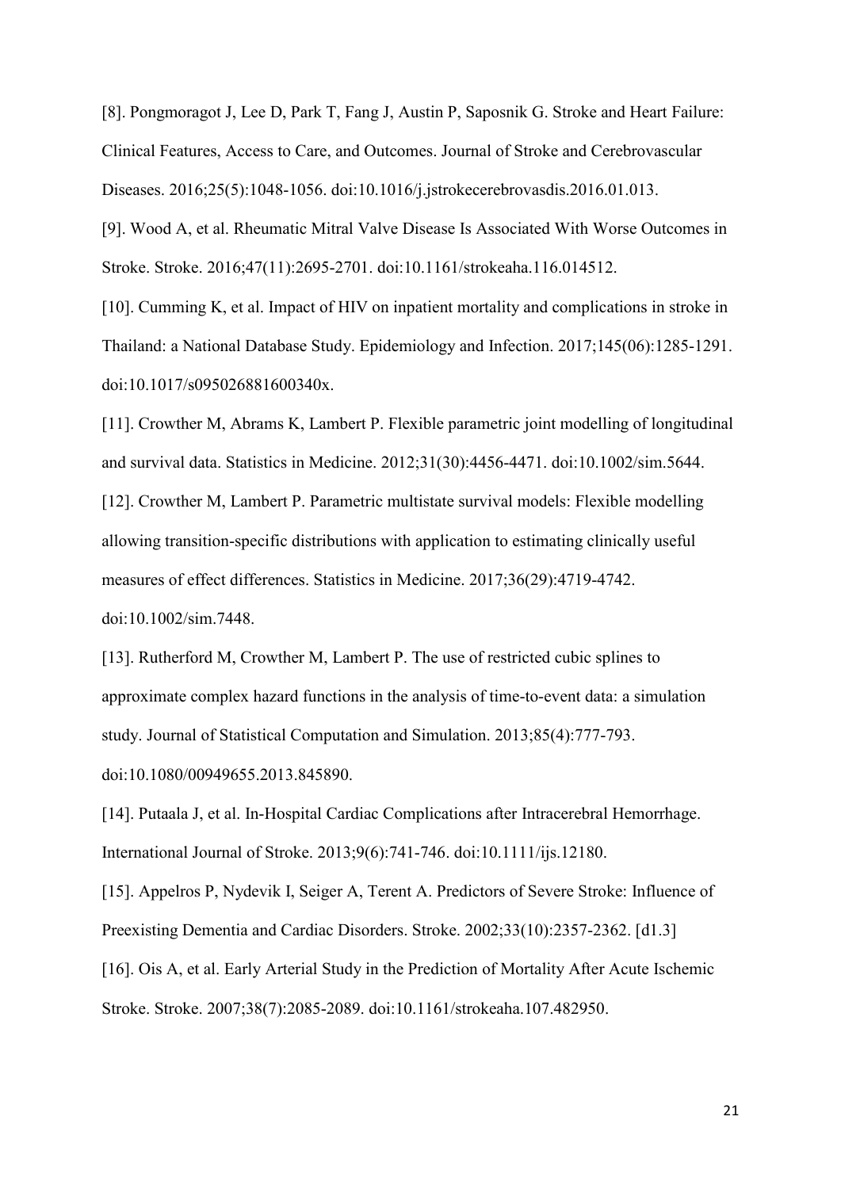[8]. Pongmoragot J, Lee D, Park T, Fang J, Austin P, Saposnik G. Stroke and Heart Failure: Clinical Features, Access to Care, and Outcomes. Journal of Stroke and Cerebrovascular Diseases. 2016;25(5):1048-1056. doi:10.1016/j.jstrokecerebrovasdis.2016.01.013.

[9]. Wood A, et al. Rheumatic Mitral Valve Disease Is Associated With Worse Outcomes in Stroke. Stroke. 2016;47(11):2695-2701. doi:10.1161/strokeaha.116.014512.

[10]. Cumming K, et al. Impact of HIV on inpatient mortality and complications in stroke in Thailand: a National Database Study. Epidemiology and Infection. 2017;145(06):1285-1291. doi:10.1017/s095026881600340x.

[11]. Crowther M, Abrams K, Lambert P. Flexible parametric joint modelling of longitudinal and survival data. Statistics in Medicine. 2012;31(30):4456-4471. doi:10.1002/sim.5644.

[12]. Crowther M, Lambert P. Parametric multistate survival models: Flexible modelling allowing transition-specific distributions with application to estimating clinically useful measures of effect differences. Statistics in Medicine. 2017;36(29):4719-4742. doi:10.1002/sim.7448.

[13]. Rutherford M, Crowther M, Lambert P. The use of restricted cubic splines to approximate complex hazard functions in the analysis of time-to-event data: a simulation study. Journal of Statistical Computation and Simulation. 2013;85(4):777-793. doi:10.1080/00949655.2013.845890.

[14]. Putaala J, et al. In-Hospital Cardiac Complications after Intracerebral Hemorrhage. International Journal of Stroke. 2013;9(6):741-746. doi:10.1111/ijs.12180.

[15]. Appelros P, Nydevik I, Seiger A, Terent A. Predictors of Severe Stroke: Influence of Preexisting Dementia and Cardiac Disorders. Stroke. 2002;33(10):2357-2362. [d1.3]

[16]. Ois A, et al. Early Arterial Study in the Prediction of Mortality After Acute Ischemic Stroke. Stroke. 2007;38(7):2085-2089. doi:10.1161/strokeaha.107.482950.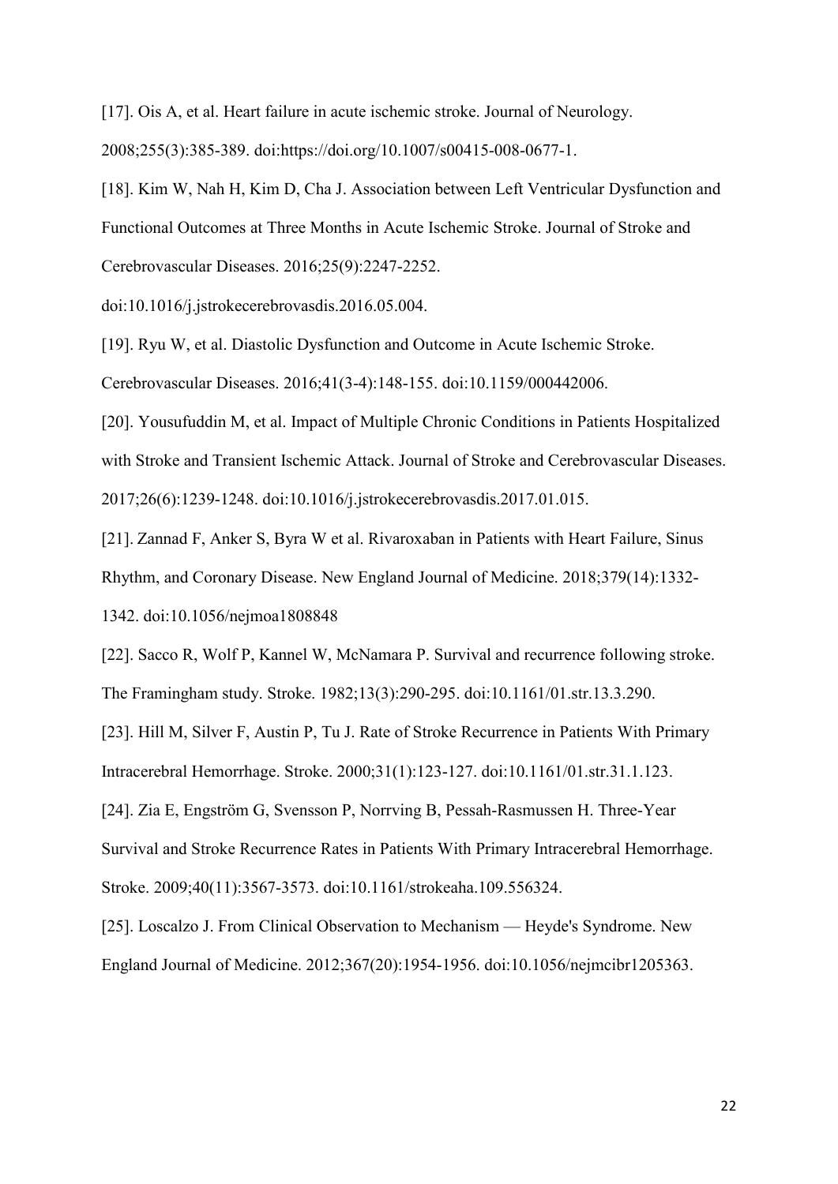[17]. Ois A, et al. Heart failure in acute ischemic stroke. Journal of Neurology. 2008;255(3):385-389. doi:https://doi.org/10.1007/s00415-008-0677-1.

[18]. Kim W, Nah H, Kim D, Cha J. Association between Left Ventricular Dysfunction and Functional Outcomes at Three Months in Acute Ischemic Stroke. Journal of Stroke and Cerebrovascular Diseases. 2016;25(9):2247-2252. doi:10.1016/j.jstrokecerebrovasdis.2016.05.004.

[19]. Ryu W, et al. Diastolic Dysfunction and Outcome in Acute Ischemic Stroke. Cerebrovascular Diseases. 2016;41(3-4):148-155. doi:10.1159/000442006.

[20]. Yousufuddin M, et al. Impact of Multiple Chronic Conditions in Patients Hospitalized with Stroke and Transient Ischemic Attack. Journal of Stroke and Cerebrovascular Diseases. 2017;26(6):1239-1248. doi:10.1016/j.jstrokecerebrovasdis.2017.01.015.

[21]. Zannad F, Anker S, Byra W et al. Rivaroxaban in Patients with Heart Failure, Sinus Rhythm, and Coronary Disease. New England Journal of Medicine. 2018;379(14):1332-1342. doi:10.1056/nejmoa1808848

[22]. Sacco R, Wolf P, Kannel W, McNamara P. Survival and recurrence following stroke. The Framingham study. Stroke. 1982;13(3):290-295. doi:10.1161/01.str.13.3.290.

[23]. Hill M, Silver F, Austin P, Tu J. Rate of Stroke Recurrence in Patients With Primary Intracerebral Hemorrhage. Stroke. 2000;31(1):123-127. doi:10.1161/01.str.31.1.123.

[24]. Zia E, Engström G, Svensson P, Norrving B, Pessah-Rasmussen H. Three-Year Survival and Stroke Recurrence Rates in Patients With Primary Intracerebral Hemorrhage. Stroke. 2009;40(11):3567-3573. doi:10.1161/strokeaha.109.556324.

[25]. Loscalzo J. From Clinical Observation to Mechanism — Heyde's Syndrome. New England Journal of Medicine. 2012;367(20):1954-1956. doi:10.1056/nejmcibr1205363.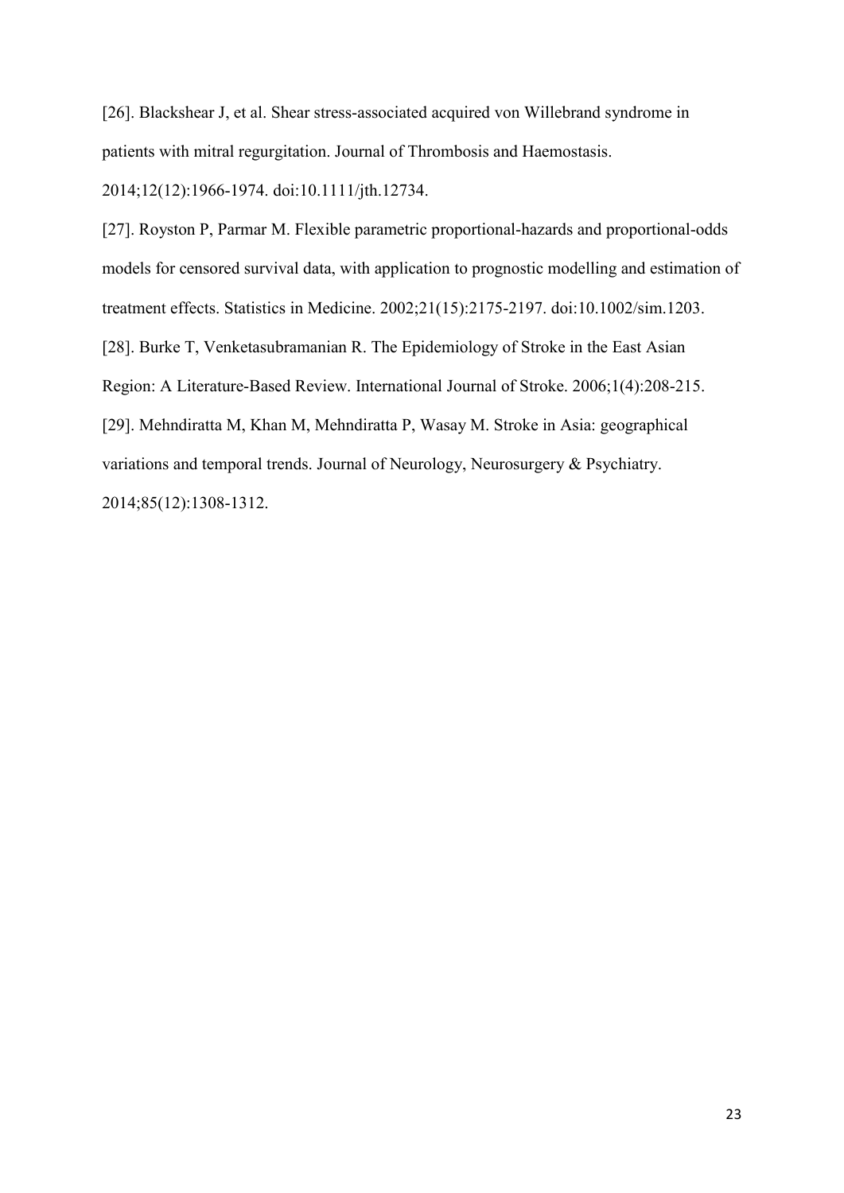[26]. Blackshear J, et al. Shear stress-associated acquired von Willebrand syndrome in patients with mitral regurgitation. Journal of Thrombosis and Haemostasis. 2014;12(12):1966-1974. doi:10.1111/jth.12734.

[27]. Royston P, Parmar M. Flexible parametric proportional-hazards and proportional-odds models for censored survival data, with application to prognostic modelling and estimation of treatment effects. Statistics in Medicine. 2002;21(15):2175-2197. doi:10.1002/sim.1203.

[28]. Burke T, Venketasubramanian R. The Epidemiology of Stroke in the East Asian Region: A Literature-Based Review. International Journal of Stroke. 2006;1(4):208-215.

[29]. Mehndiratta M, Khan M, Mehndiratta P, Wasay M. Stroke in Asia: geographical variations and temporal trends. Journal of Neurology, Neurosurgery & Psychiatry. 2014;85(12):1308-1312.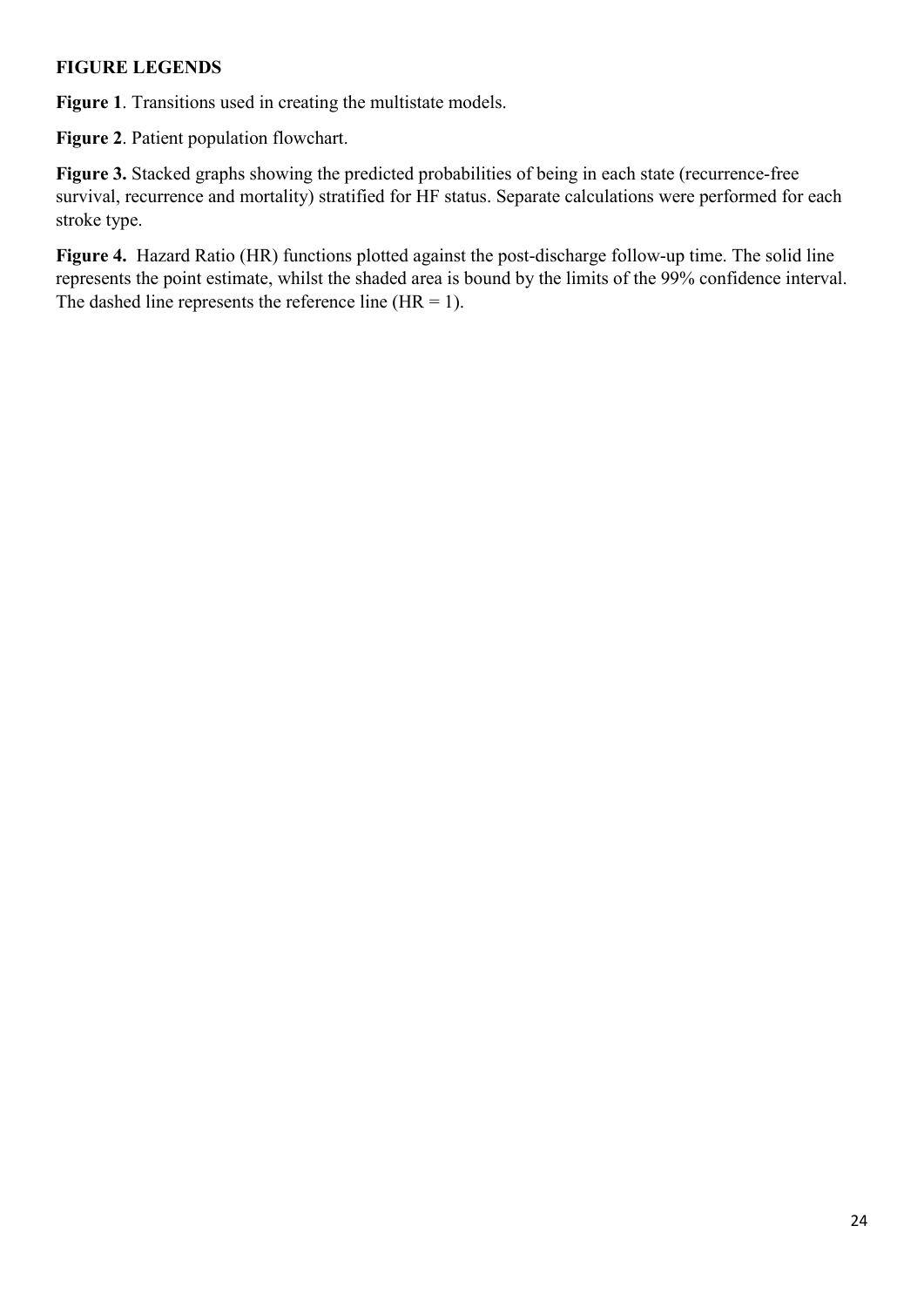## FIGURE LEGENDS

**Figure 1**. Transitions used in creating the multistate models.

**Figure 2**. Patient population flowchart.

**Figure 3.** Stacked graphs showing the predicted probabilities of being in each state (recurrence-free survival, recurrence and mortality) stratified for HF status. Separate calculations were performed for each stroke type.

**Figure 4.** Hazard Ratio (HR) functions plotted against the post-discharge follow-up time. The solid line represents the point estimate, whilst the shaded area is bound by the limits of the 99% confidence interval. The dashed line represents the reference line (HR = 1).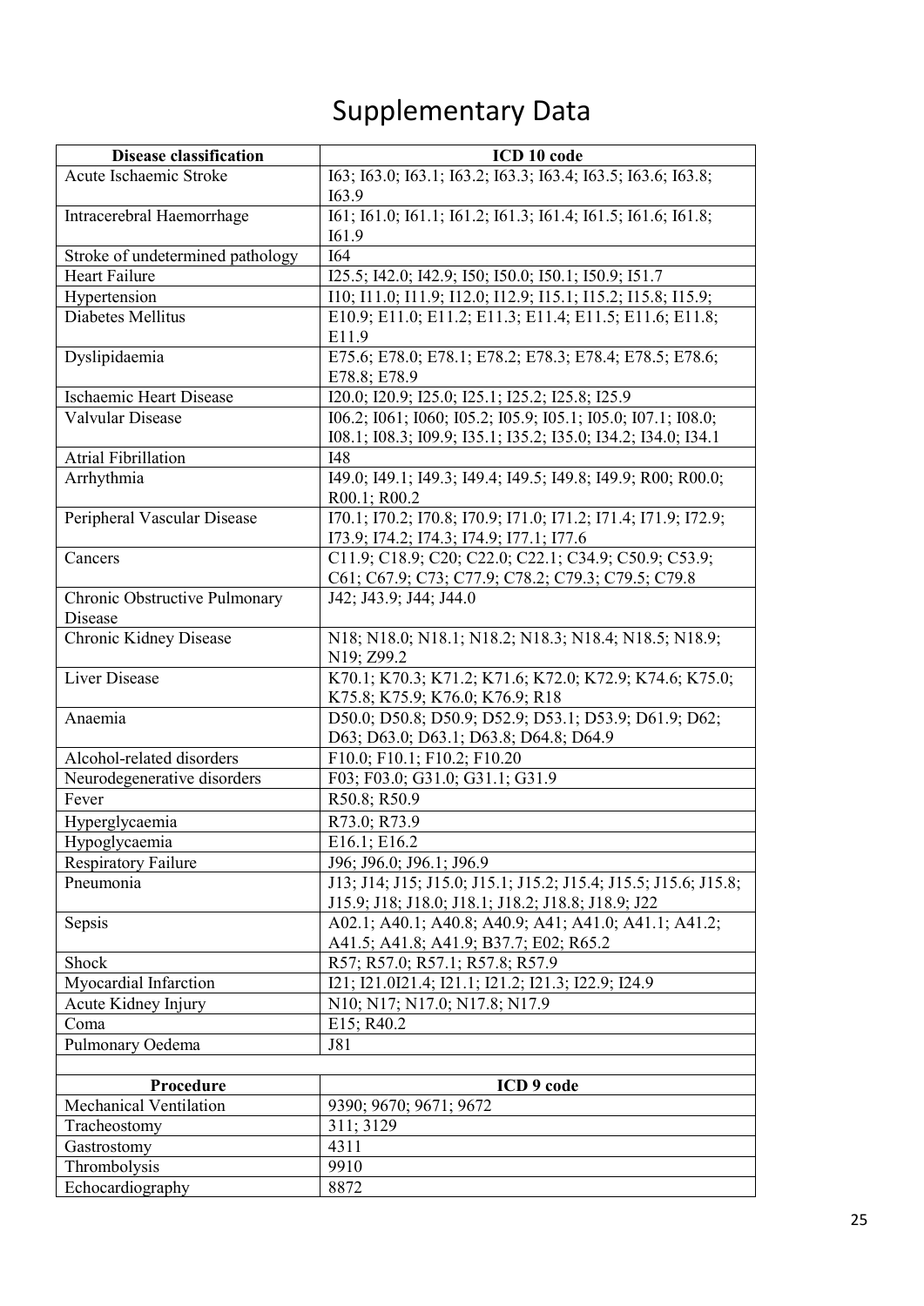# Supplementary Data

| Disease classification | ICD 10 code |
|---|---|
| Acute Ischaemic Stroke | I63; I63.0; I63.1; I63.2; I63.3; I63.4; I63.5; I63.6; I63.8; I63.9 |
| Intracerebral Haemorrhage | I61; I61.0; I61.1; I61.2; I61.3; I61.4; I61.5; I61.6; I61.8; I61.9 |
| Stroke of undetermined pathology | I64 |
| Heart Failure | I25.5; I42.0; I42.9; I50; I50.0; I50.1; I50.9; I51.7 |
| Hypertension | I10; I11.0; I11.9; I12.0; I12.9; I15.1; I15.2; I15.8; I15.9; |
| Diabetes Mellitus | E10.9; E11.0; E11.2; E11.3; E11.4; E11.5; E11.6; E11.8; E11.9 |
| Dyslipidaemia | E75.6; E78.0; E78.1; E78.2; E78.3; E78.4; E78.5; E78.6; E78.8; E78.9 |
| Ischaemic Heart Disease | I20.0; I20.9; I25.0; I25.1; I25.2; I25.8; I25.9 |
| Valvular Disease | I06.2; I061; I060; I05.2; I05.9; I05.1; I05.0; I07.1; I08.0; I08.1; I08.3; I09.9; I35.1; I35.2; I35.0; I34.2; I34.0; I34.1 |
| Atrial Fibrillation | I48 |
| Arrhythmia | I49.0; I49.1; I49.3; I49.4; I49.5; I49.8; I49.9; R00; R00.0; R00.1; R00.2 |
| Peripheral Vascular Disease | I70.1; I70.2; I70.8; I70.9; I71.0; I71.2; I71.4; I71.9; I72.9; I73.9; I74.2; I74.3; I74.9; I77.1; I77.6 |
| Cancers | C11.9; C18.9; C20; C22.0; C22.1; C34.9; C50.9; C53.9; C61; C67.9; C73; C77.9; C78.2; C79.3; C79.5; C79.8 |
| Chronic Obstructive Pulmonary Disease | J42; J43.9; J44; J44.0 |
| Chronic Kidney Disease | N18; N18.0; N18.1; N18.2; N18.3; N18.4; N18.5; N18.9; N19; Z99.2 |
| Liver Disease | K70.1; K70.3; K71.2; K71.6; K72.0; K72.9; K74.6; K75.0; K75.8; K75.9; K76.0; K76.9; R18 |
| Anaemia | D50.0; D50.8; D50.9; D52.9; D53.1; D53.9; D61.9; D62; D63; D63.0; D63.1; D63.8; D64.8; D64.9 |
| Alcohol-related disorders | F10.0; F10.1; F10.2; F10.20 |
| Neurodegenerative disorders | F03; F03.0; G31.0; G31.1; G31.9 |
| Fever | R50.8; R50.9 |
| Hyperglycaemia | R73.0; R73.9 |
| Hypoglycaemia | E16.1; E16.2 |
| Respiratory Failure | J96; J96.0; J96.1; J96.9 |
| Pneumonia | J13; J14; J15; J15.0; J15.1; J15.2; J15.4; J15.5; J15.6; J15.8; J15.9; J18; J18.0; J18.1; J18.2; J18.8; J18.9; J22 |
| Sepsis | A02.1; A40.1; A40.8; A40.9; A41; A41.0; A41.1; A41.2; A41.5; A41.8; A41.9; B37.7; E02; R65.2 |
| Shock | R57; R57.0; R57.1; R57.8; R57.9 |
| Myocardial Infarction | I21; I21.0I21.4; I21.1; I21.2; I21.3; I22.9; I24.9 |
| Acute Kidney Injury | N10; N17; N17.0; N17.8; N17.9 |
| Coma | E15; R40.2 |
| Pulmonary Oedema | J81 |

| Procedure | ICD 9 code |
|---|---|
| Mechanical Ventilation | 9390; 9670; 9671; 9672 |
| Tracheostomy | 311; 3129 |
| Gastrostomy | 4311 |
| Thrombolysis | 9910 |
| Echocardiography | 8872 |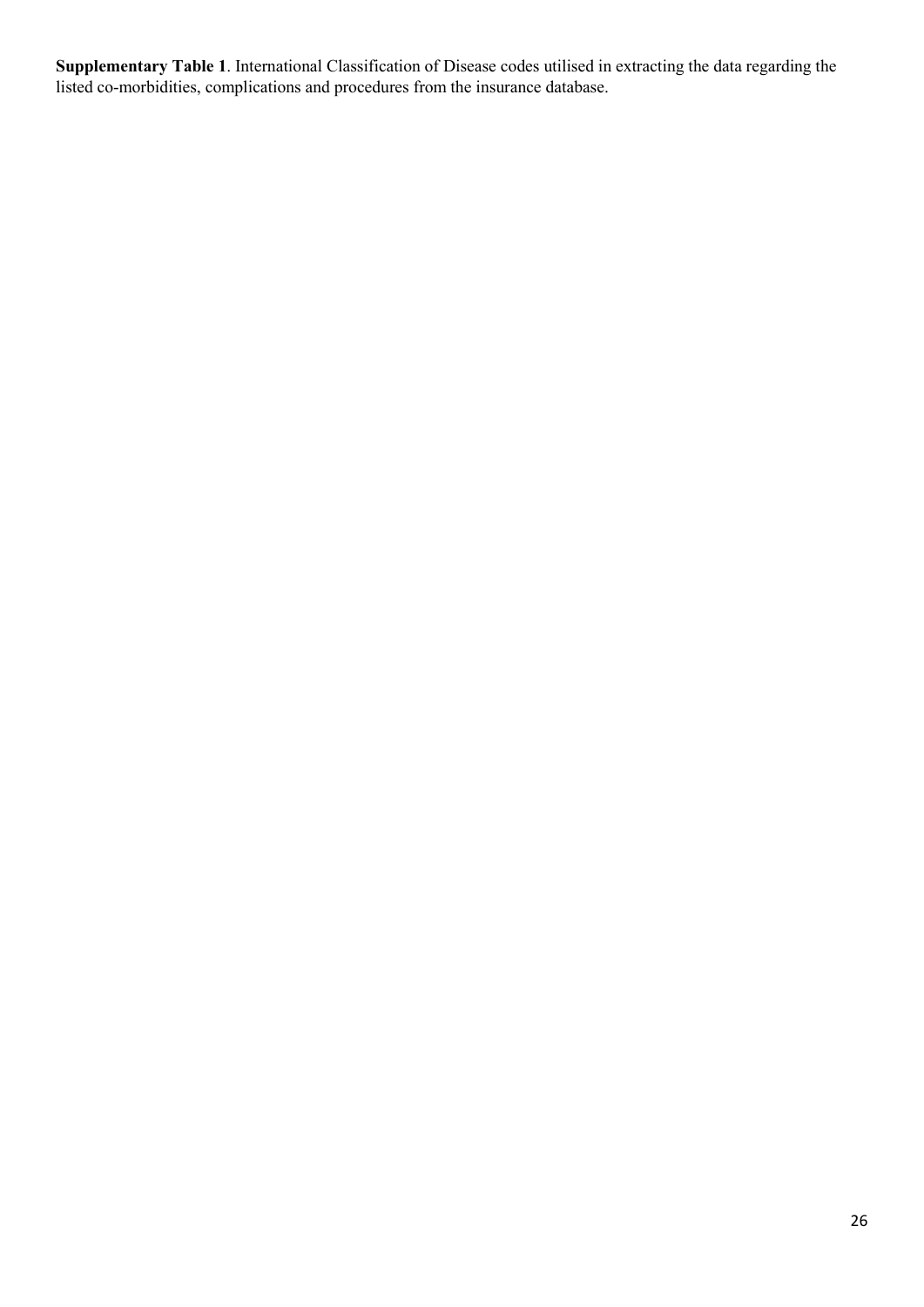**Supplementary Table 1**. International Classification of Disease codes utilised in extracting the data regarding the listed co-morbidities, complications and procedures from the insurance database.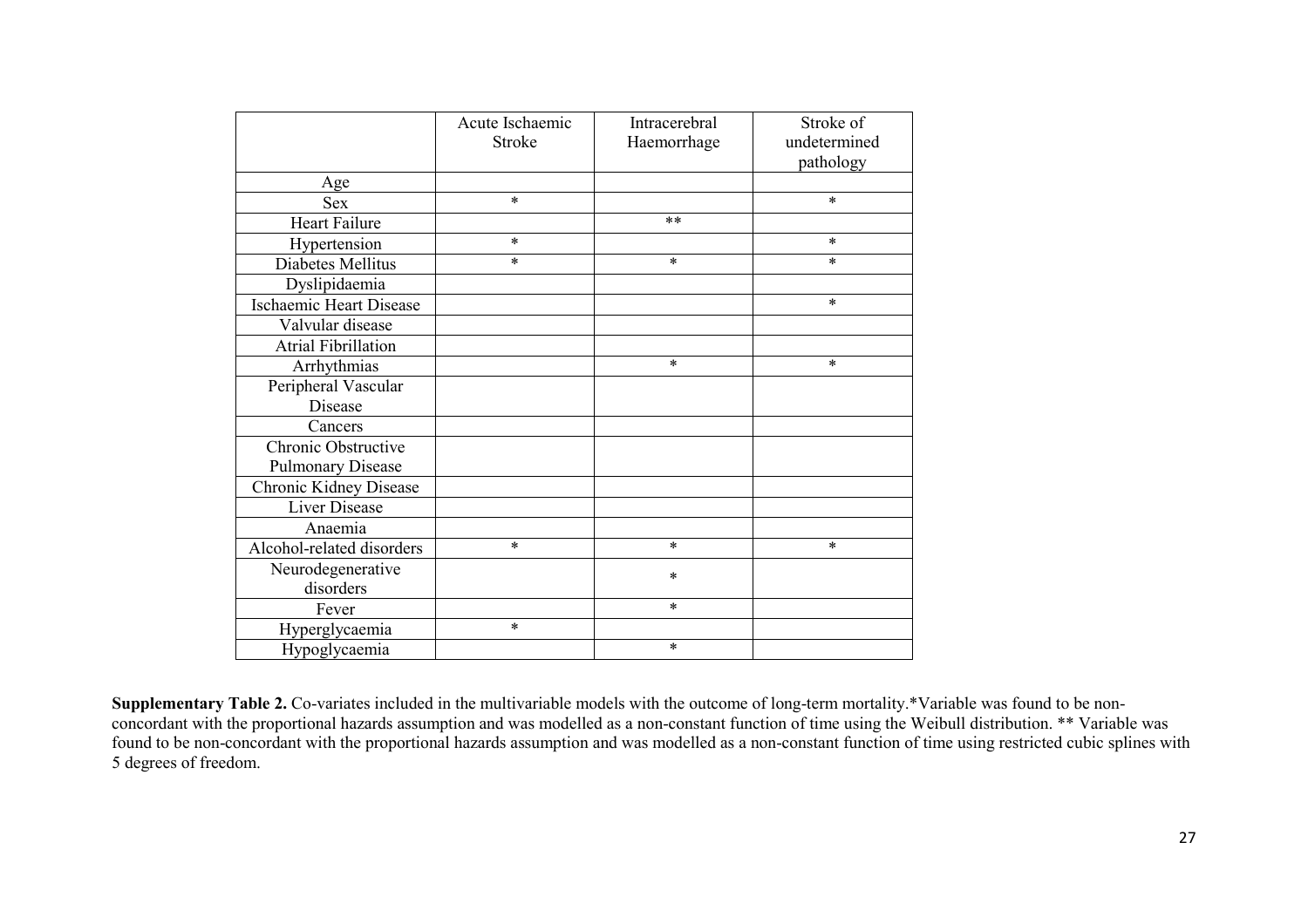| | Acute Ischaemic Stroke | Intracerebral Haemorrhage | Stroke of undetermined pathology |
|---|---|---|---|
| Age | | | |
| Sex | * | | * |
| Heart Failure | | ** | |
| Hypertension | * | | * |
| Diabetes Mellitus | * | * | * |
| Dyslipidaemia | | | |
| Ischaemic Heart Disease | | | * |
| Valvular disease | | | |
| Atrial Fibrillation | | | |
| Arrhythmias | | * | * |
| Peripheral Vascular Disease | | | |
| Cancers | | | |
| Chronic Obstructive Pulmonary Disease | | | |
| Chronic Kidney Disease | | | |
| Liver Disease | | | |
| Anaemia | | | |
| Alcohol-related disorders | * | * | * |
| Neurodegenerative disorders | | * | |
| Fever | | * | |
| Hyperglycaemia | * | | |
| Hypoglycaemia | | * | |

**Supplementary Table 2.** Co-variates included in the multivariable models with the outcome of long-term mortality.*Variable was found to be non-concordant with the proportional hazards assumption and was modelled as a non-constant function of time using the Weibull distribution. ** Variable was found to be non-concordant with the proportional hazards assumption and was modelled as a non-constant function of time using restricted cubic splines with 5 degrees of freedom.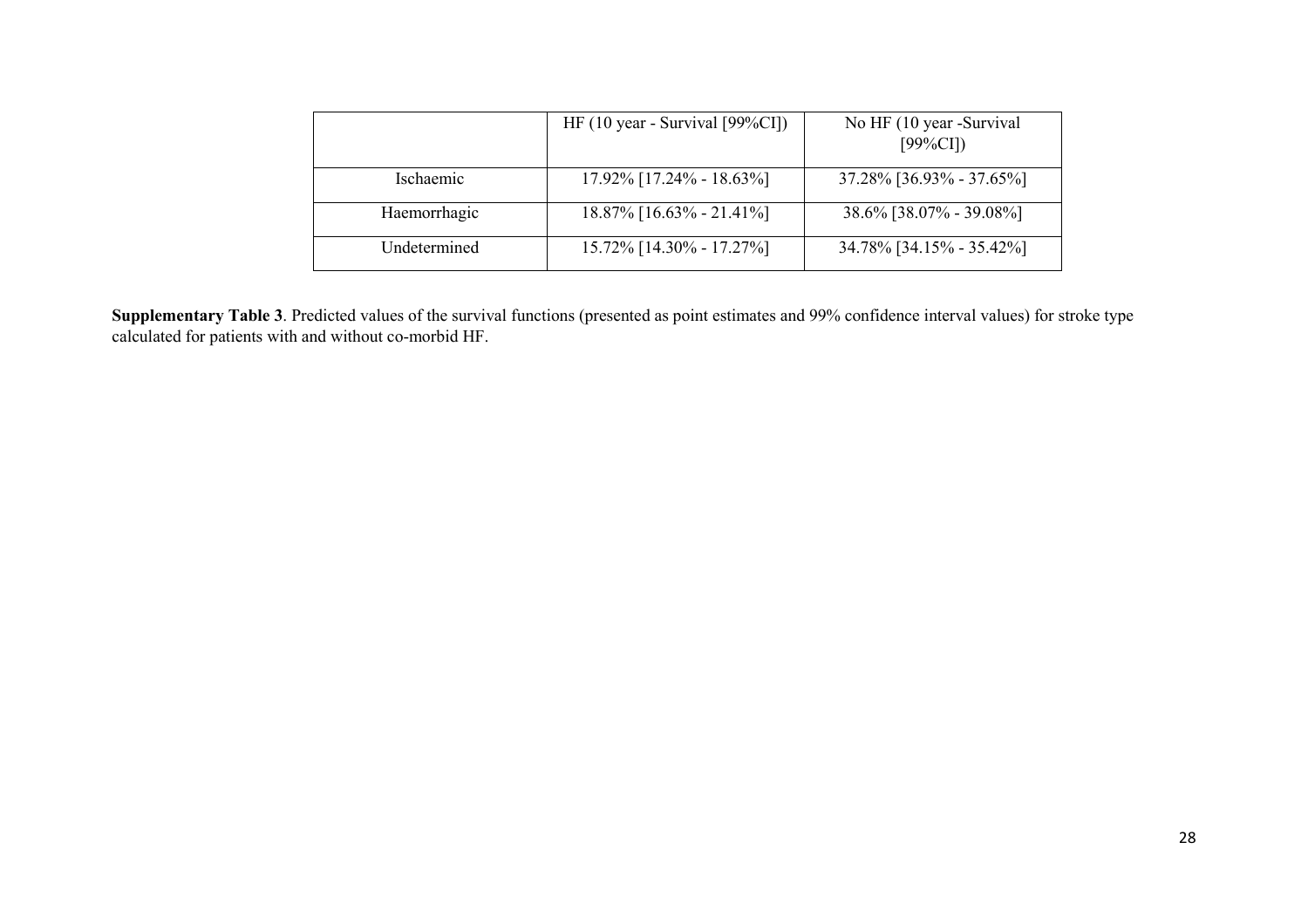| | HF (10 year - Survival [99%CI]) | No HF (10 year -Survival [99%CI]) |
|---|---|---|
| Ischaemic | 17.92% [17.24% - 18.63%] | 37.28% [36.93% - 37.65%] |
| Haemorrhagic | 18.87% [16.63% - 21.41%] | 38.6% [38.07% - 39.08%] |
| Undetermined | 15.72% [14.30% - 17.27%] | 34.78% [34.15% - 35.42%] |

**Supplementary Table 3**. Predicted values of the survival functions (presented as point estimates and 99% confidence interval values) for stroke type calculated for patients with and without co-morbid HF.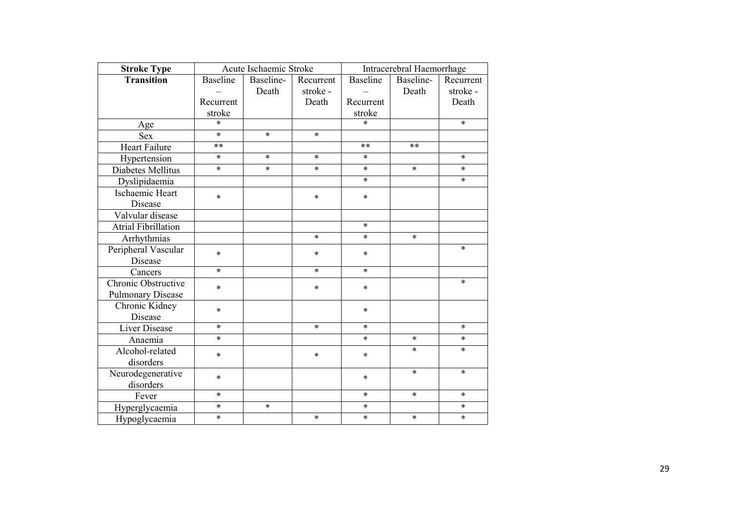| Stroke Type | Acute Ischaemic Stroke | | | Intracerebral Haemorrhage | | |
|---|---|---|---|---|---|---|
| Transition | Baseline – Recurrent stroke | Baseline-Death | Recurrent stroke - Death | Baseline – Recurrent stroke | Baseline-Death | Recurrent stroke - Death |
| Age | * | | | * | | * |
| Sex | * | * | * | | | |
| Heart Failure | ** | | | ** | ** | |
| Hypertension | * | * | * | * | | * |
| Diabetes Mellitus | * | * | * | * | * | * |
| Dyslipidaemia | | | | * | | * |
| Ischaemic Heart Disease | * | | * | * | | |
| Valvular disease | | | | | | |
| Atrial Fibrillation | | | | * | | |
| Arrhythmias | | | * | * | * | |
| Peripheral Vascular Disease | * | | * | * | | * |
| Cancers | * | | * | * | | |
| Chronic Obstructive Pulmonary Disease | * | | * | * | | * |
| Chronic Kidney Disease | * | | | * | | |
| Liver Disease | * | | * | * | | * |
| Anaemia | * | | | * | * | * |
| Alcohol-related disorders | * | | * | * | * | * |
| Neurodegenerative disorders | * | | | * | * | * |
| Fever | * | | | * | * | * |
| Hyperglycaemia | * | * | | * | | * |
| Hypoglycaemia | * | | * | * | * | * |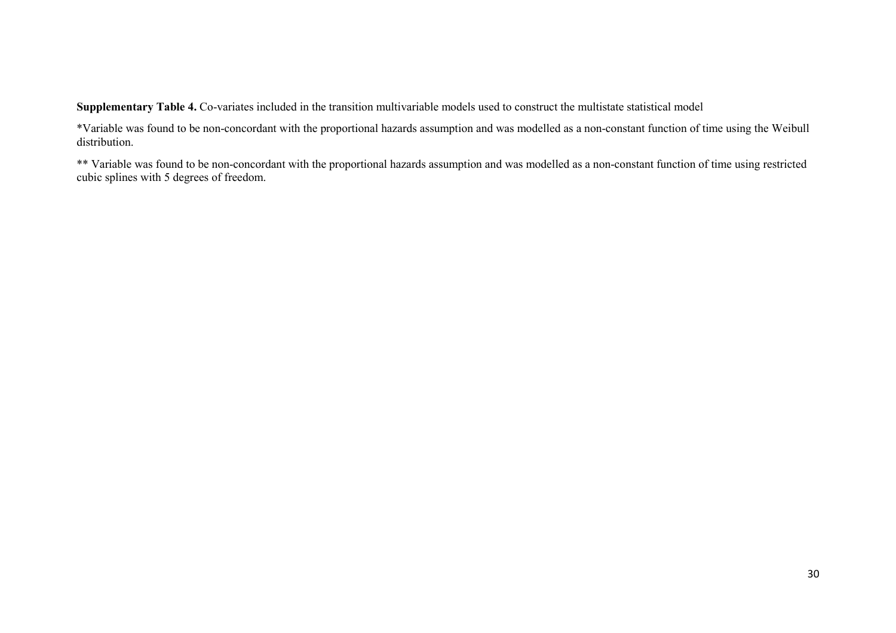**Supplementary Table 4.** Co-variates included in the transition multivariable models used to construct the multistate statistical model

*Variable was found to be non-concordant with the proportional hazards assumption and was modelled as a non-constant function of time using the Weibull distribution.

** Variable was found to be non-concordant with the proportional hazards assumption and was modelled as a non-constant function of time using restricted cubic splines with 5 degrees of freedom.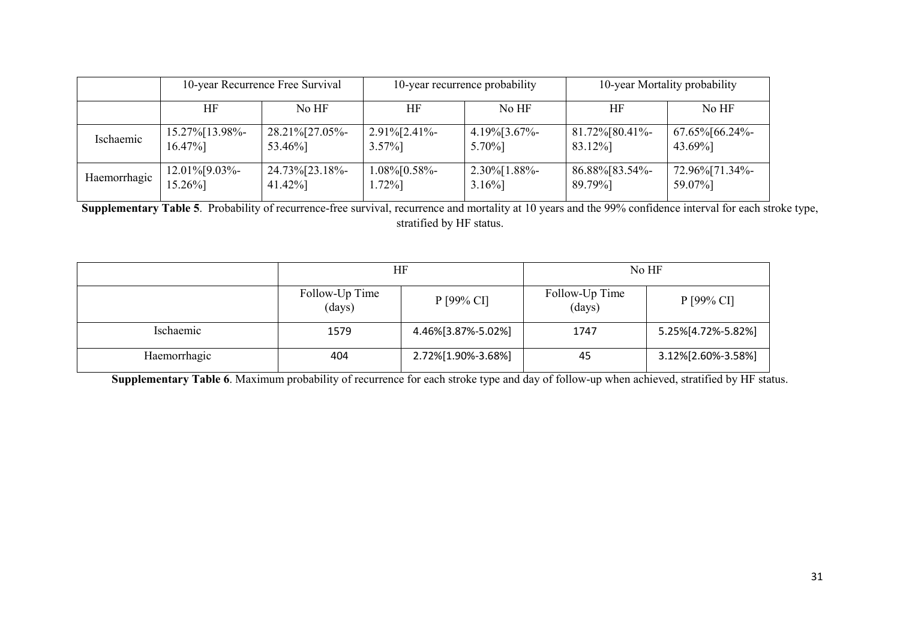| | 10-year Recurrence Free Survival | | 10-year recurrence probability | | 10-year Mortality probability | |
|---|---|---|---|---|---|---|
| | HF | No HF | HF | No HF | HF | No HF |
| Ischaemic | 15.27%[13.98%-16.47%] | 28.21%[27.05%-53.46%] | 2.91%[2.41%-3.57%] | 4.19%[3.67%-5.70%] | 81.72%[80.41%-83.12%] | 67.65%[66.24%-43.69%] |
| Haemorrhagic | 12.01%[9.03%-15.26%] | 24.73%[23.18%-41.42%] | 1.08%[0.58%-1.72%] | 2.30%[1.88%-3.16%] | 86.88%[83.54%-89.79%] | 72.96%[71.34%-59.07%] |

**Supplementary Table 5**. Probability of recurrence-free survival, recurrence and mortality at 10 years and the 99% confidence interval for each stroke type, stratified by HF status.

| | HF | | No HF | |
|---|---|---|---|---|
| | Follow-Up Time (days) | P [99% CI] | Follow-Up Time (days) | P [99% CI] |
| Ischaemic | 1579 | 4.46%[3.87%-5.02%] | 1747 | 5.25%[4.72%-5.82%] |
| Haemorrhagic | 404 | 2.72%[1.90%-3.68%] | 45 | 3.12%[2.60%-3.58%] |

**Supplementary Table 6**. Maximum probability of recurrence for each stroke type and day of follow-up when achieved, stratified by HF status.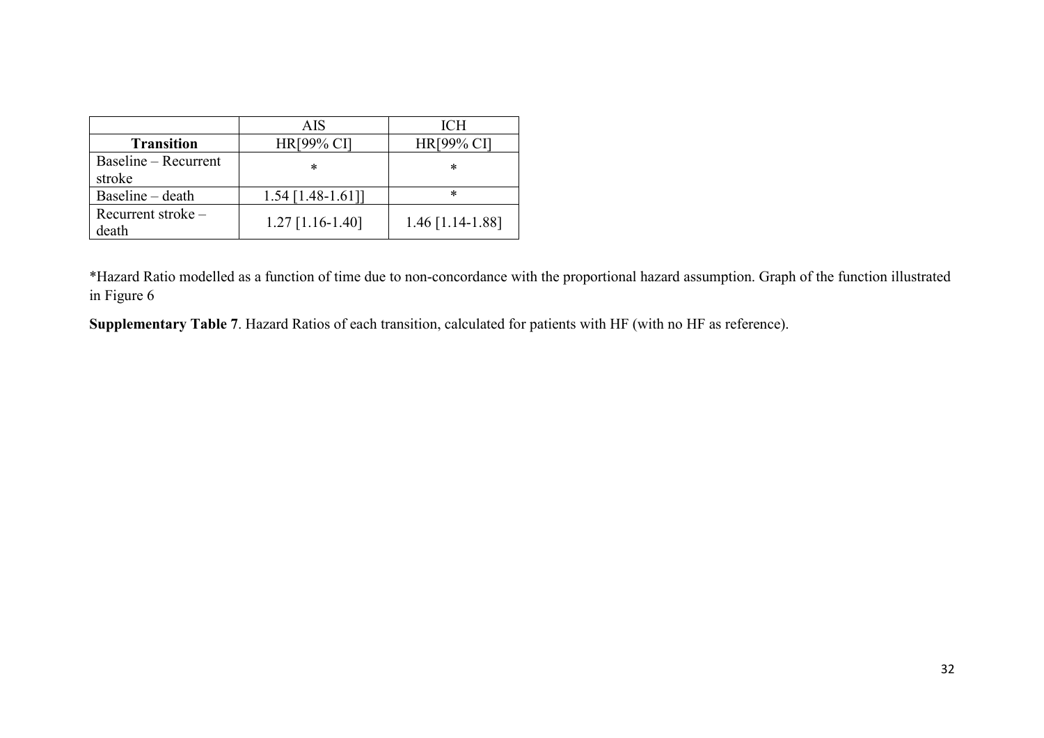| | AIS | ICH |
|---|---|---|
| **Transition** | HR[99% CI] | HR[99% CI] |
| Baseline – Recurrent stroke | * | * |
| Baseline – death | 1.54 [1.48-1.61]] | * |
| Recurrent stroke – death | 1.27 [1.16-1.40] | 1.46 [1.14-1.88] |

*Hazard Ratio modelled as a function of time due to non-concordance with the proportional hazard assumption. Graph of the function illustrated in Figure 6

**Supplementary Table 7**. Hazard Ratios of each transition, calculated for patients with HF (with no HF as reference).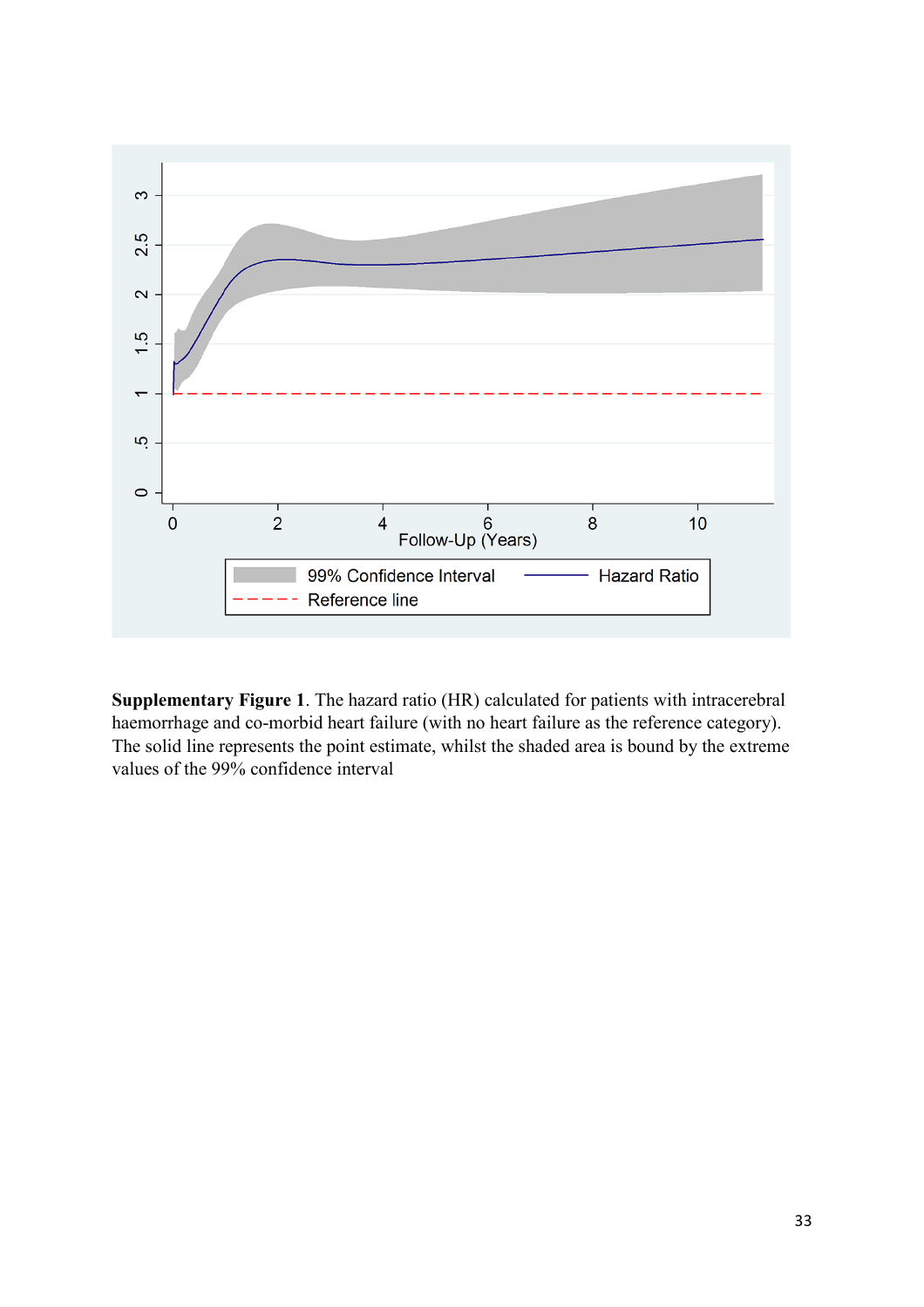**Supplementary Figure 1**. The hazard ratio (HR) calculated for patients with intracerebral haemorrhage and co-morbid heart failure (with no heart failure as the reference category). The solid line represents the point estimate, whilst the shaded area is bound by the extreme values of the 99% confidence interval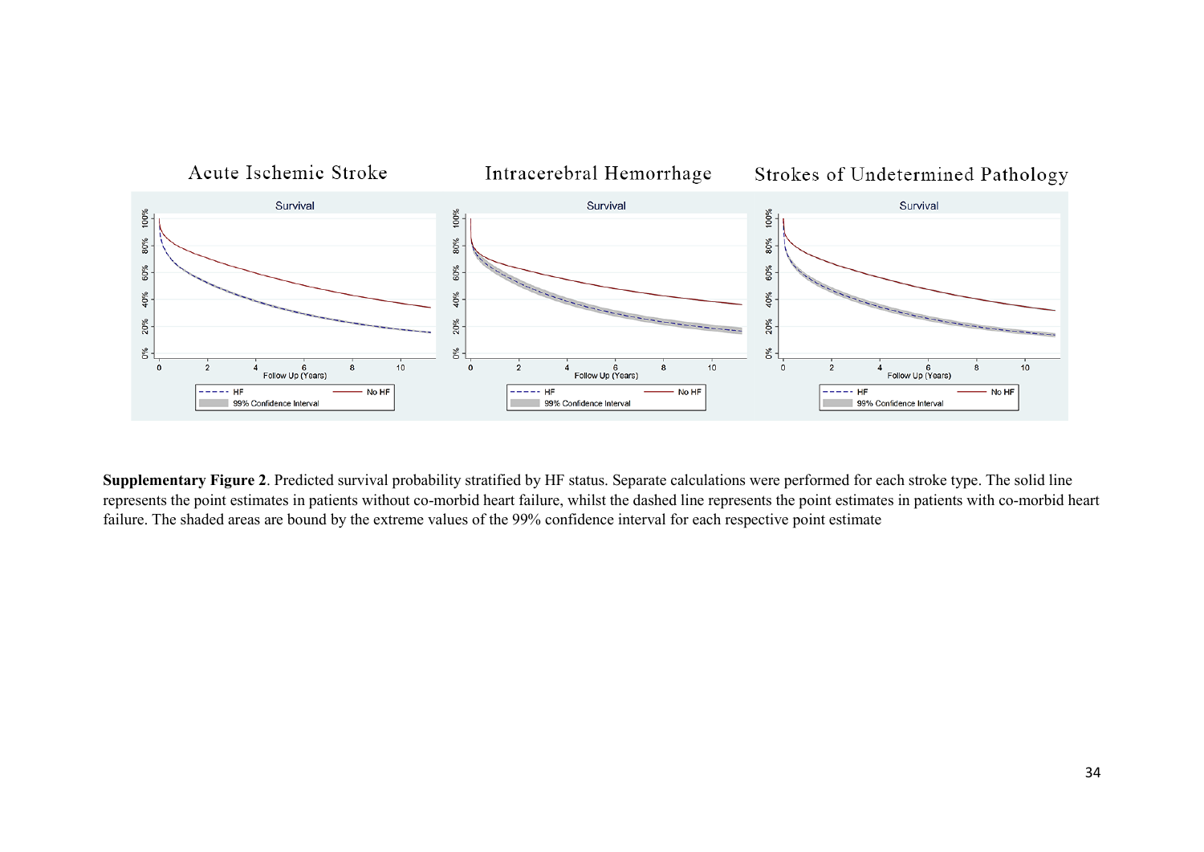**Supplementary Figure 2**. Predicted survival probability stratified by HF status. Separate calculations were performed for each stroke type. The solid line represents the point estimates in patients without co-morbid heart failure, whilst the dashed line represents the point estimates in patients with co-morbid heart failure. The shaded areas are bound by the extreme values of the 99% confidence interval for each respective point estimate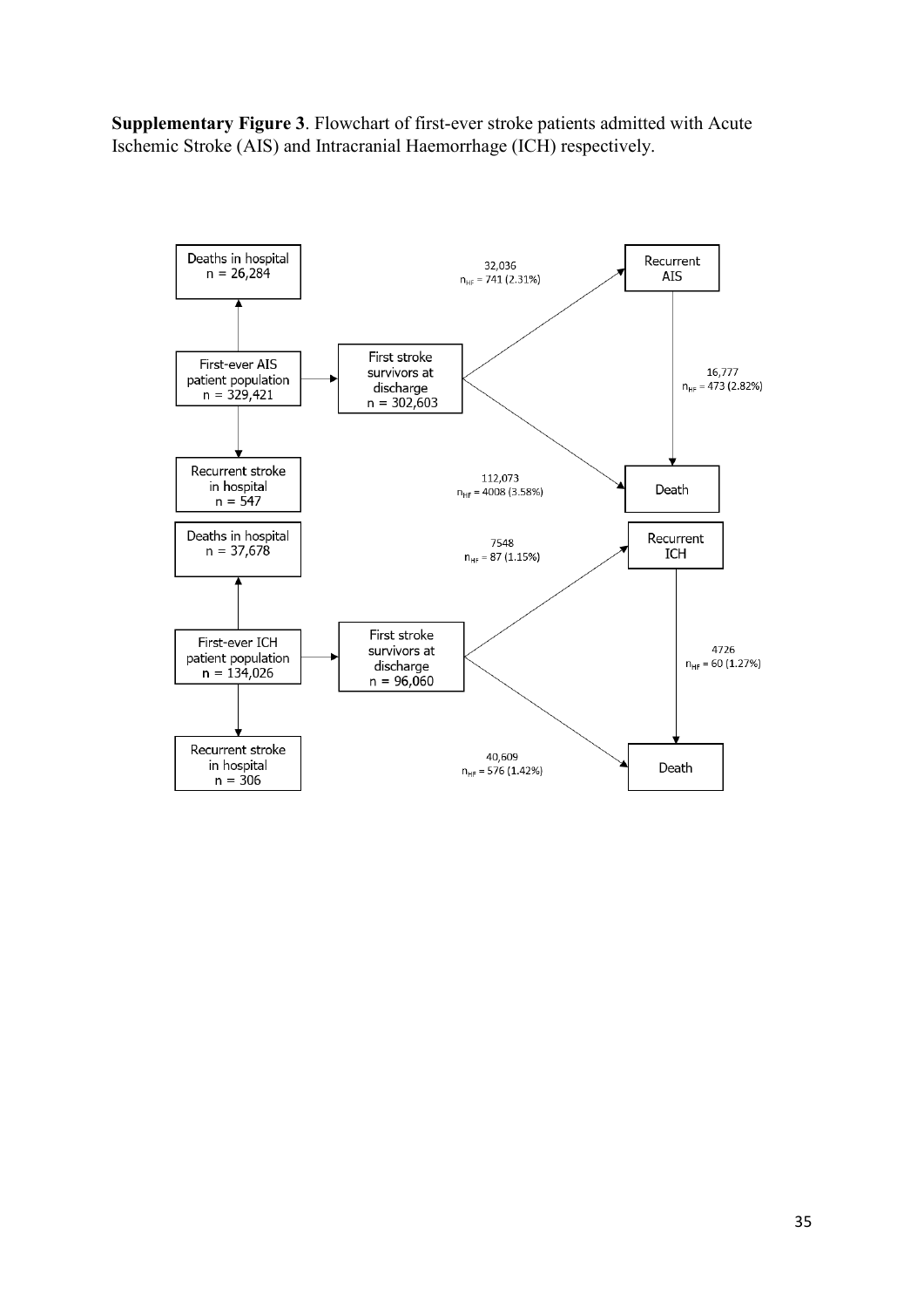**Supplementary Figure 3**. Flowchart of first-ever stroke patients admitted with Acute Ischemic Stroke (AIS) and Intracranial Haemorrhage (ICH) respectively.

Deaths in hospital
n = 26,284

First-ever AIS patient population
n = 329,421

Recurrent stroke in hospital
n = 547

First stroke survivors at discharge
n = 302,603

32,036
$n_{HF}$ = 741 (2.31%)

Recurrent AIS

16,777
$n_{HF}$ = 473 (2.82%)

112,073
$n_{HF}$ = 4008 (3.58%)

Death

Deaths in hospital
n = 37,678

First-ever ICH patient population
n = 134,026

Recurrent stroke in hospital
n = 306

First stroke survivors at discharge
n = 96,060

7548
$n_{HF}$ = 87 (1.15%)

Recurrent ICH

4726
$n_{HF}$ = 60 (1.27%)

40,609
$n_{HF}$ = 576 (1.42%)

Death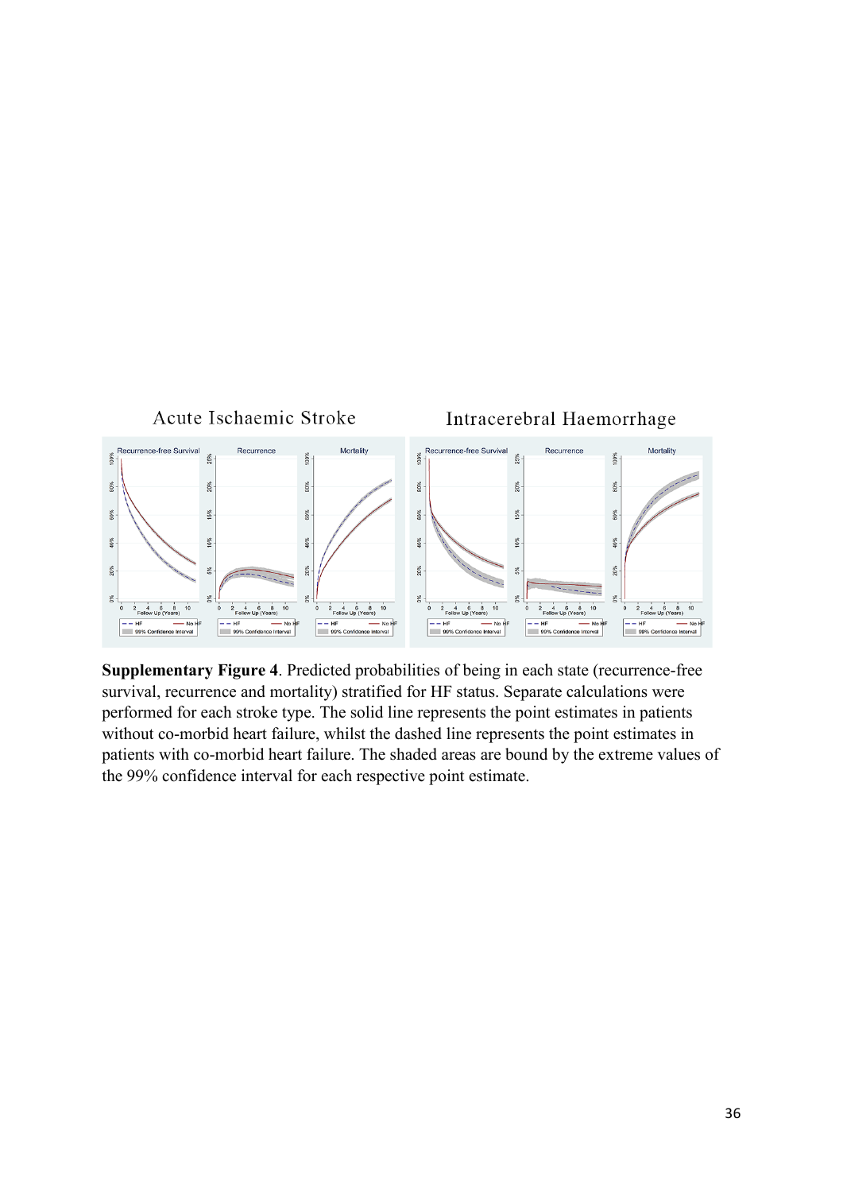**Supplementary Figure 4**. Predicted probabilities of being in each state (recurrence-free survival, recurrence and mortality) stratified for HF status. Separate calculations were performed for each stroke type. The solid line represents the point estimates in patients without co-morbid heart failure, whilst the dashed line represents the point estimates in patients with co-morbid heart failure. The shaded areas are bound by the extreme values of the 99% confidence interval for each respective point estimate.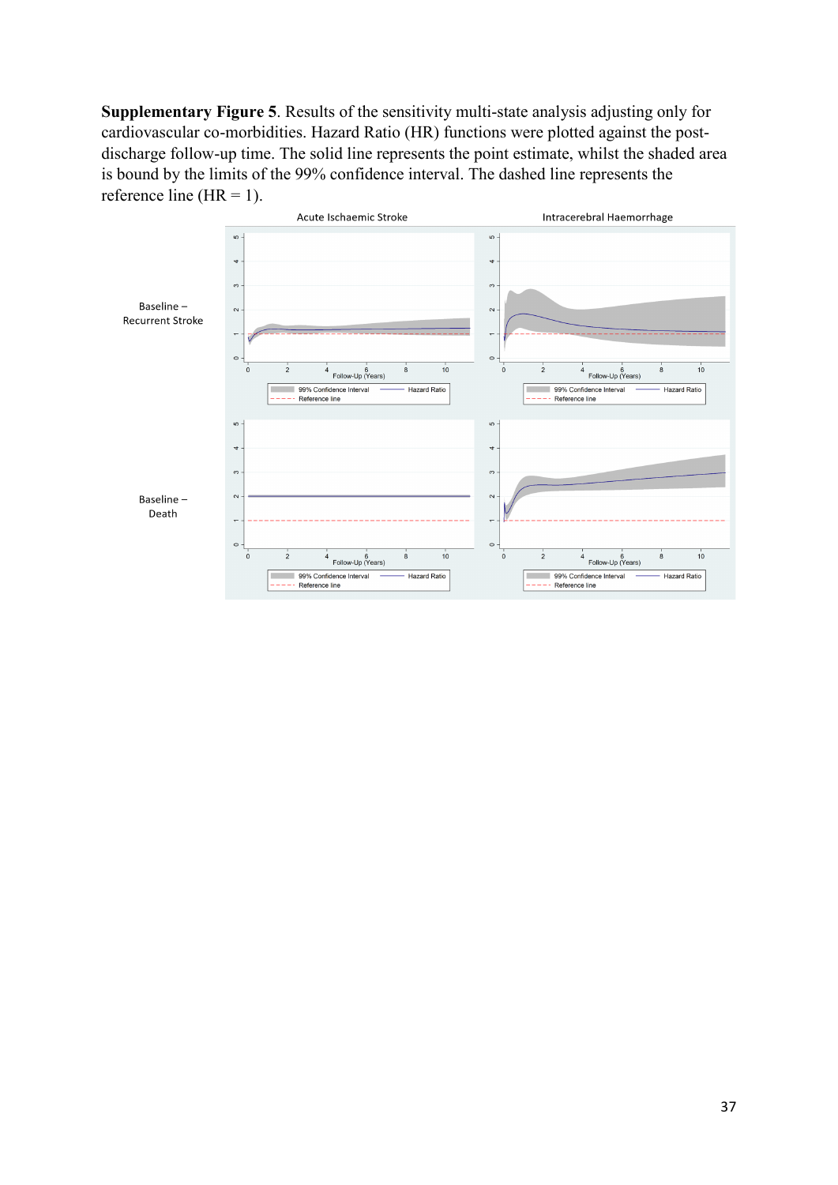**Supplementary Figure 5**. Results of the sensitivity multi-state analysis adjusting only for cardiovascular co-morbidities. Hazard Ratio (HR) functions were plotted against the post-discharge follow-up time. The solid line represents the point estimate, whilst the shaded area is bound by the limits of the 99% confidence interval. The dashed line represents the reference line (HR = 1).

Acute Ischaemic Stroke

Intracerebral Haemorrhage

Baseline – Recurrent Stroke

Baseline – Death

0 1 2 3 4 5

0 2 4 6 8 10

Follow-Up (Years)

99% Confidence Interval

Hazard Ratio

Reference line